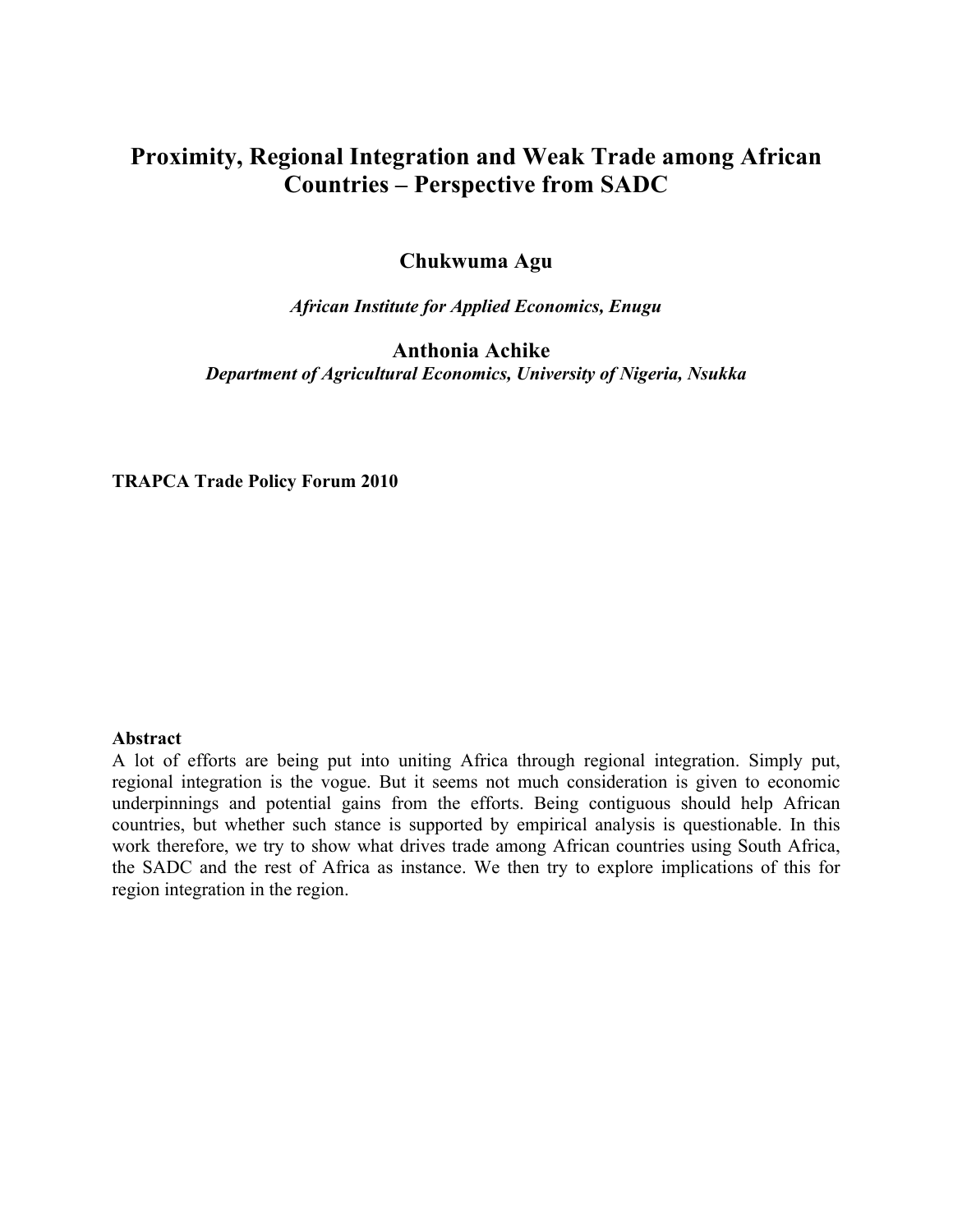# Proximity, Regional Integration and Weak Trade among African Countries – Perspective from SADC

**Chukwuma Agu**

*African Institute for Applied Economics, Enugu*

**Anthonia Achike**

*Department of Agricultural Economics, University of Nigeria, Nsukka*

**TRAPCA Trade Policy Forum 2010**

**Abstract**

A lot of efforts are being put into uniting Africa through regional integration. Simply put, regional integration is the vogue. But it seems not much consideration is given to economic underpinnings and potential gains from the efforts. Being contiguous should help African countries, but whether such stance is supported by empirical analysis is questionable. In this work therefore, we try to show what drives trade among African countries using South Africa, the SADC and the rest of Africa as instance. We then try to explore implications of this for region integration in the region.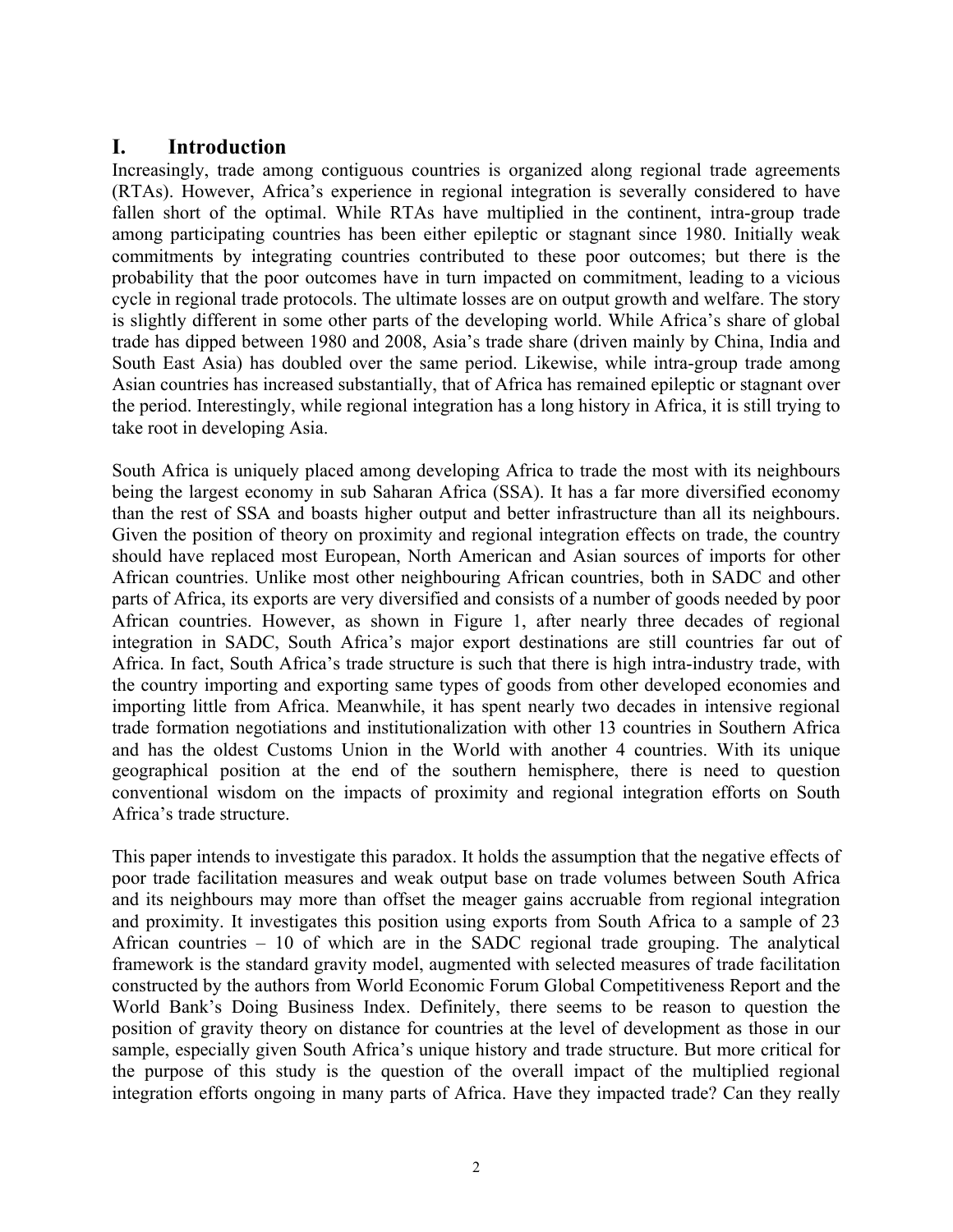## I. Introduction

Increasingly, trade among contiguous countries is organized along regional trade agreements (RTAs). However, Africa's experience in regional integration is severally considered to have fallen short of the optimal. While RTAs have multiplied in the continent, intra-group trade among participating countries has been either epileptic or stagnant since 1980. Initially weak commitments by integrating countries contributed to these poor outcomes; but there is the probability that the poor outcomes have in turn impacted on commitment, leading to a vicious cycle in regional trade protocols. The ultimate losses are on output growth and welfare. The story is slightly different in some other parts of the developing world. While Africa's share of global trade has dipped between 1980 and 2008, Asia's trade share (driven mainly by China, India and South East Asia) has doubled over the same period. Likewise, while intra-group trade among Asian countries has increased substantially, that of Africa has remained epileptic or stagnant over the period. Interestingly, while regional integration has a long history in Africa, it is still trying to take root in developing Asia.

South Africa is uniquely placed among developing Africa to trade the most with its neighbours being the largest economy in sub Saharan Africa (SSA). It has a far more diversified economy than the rest of SSA and boasts higher output and better infrastructure than all its neighbours. Given the position of theory on proximity and regional integration effects on trade, the country should have replaced most European, North American and Asian sources of imports for other African countries. Unlike most other neighbouring African countries, both in SADC and other parts of Africa, its exports are very diversified and consists of a number of goods needed by poor African countries. However, as shown in Figure 1, after nearly three decades of regional integration in SADC, South Africa's major export destinations are still countries far out of Africa. In fact, South Africa's trade structure is such that there is high intra-industry trade, with the country importing and exporting same types of goods from other developed economies and importing little from Africa. Meanwhile, it has spent nearly two decades in intensive regional trade formation negotiations and institutionalization with other 13 countries in Southern Africa and has the oldest Customs Union in the World with another 4 countries. With its unique geographical position at the end of the southern hemisphere, there is need to question conventional wisdom on the impacts of proximity and regional integration efforts on South Africa's trade structure.

This paper intends to investigate this paradox. It holds the assumption that the negative effects of poor trade facilitation measures and weak output base on trade volumes between South Africa and its neighbours may more than offset the meager gains accruable from regional integration and proximity. It investigates this position using exports from South Africa to a sample of 23 African countries – 10 of which are in the SADC regional trade grouping. The analytical framework is the standard gravity model, augmented with selected measures of trade facilitation constructed by the authors from World Economic Forum Global Competitiveness Report and the World Bank's Doing Business Index. Definitely, there seems to be reason to question the position of gravity theory on distance for countries at the level of development as those in our sample, especially given South Africa's unique history and trade structure. But more critical for the purpose of this study is the question of the overall impact of the multiplied regional integration efforts ongoing in many parts of Africa. Have they impacted trade? Can they really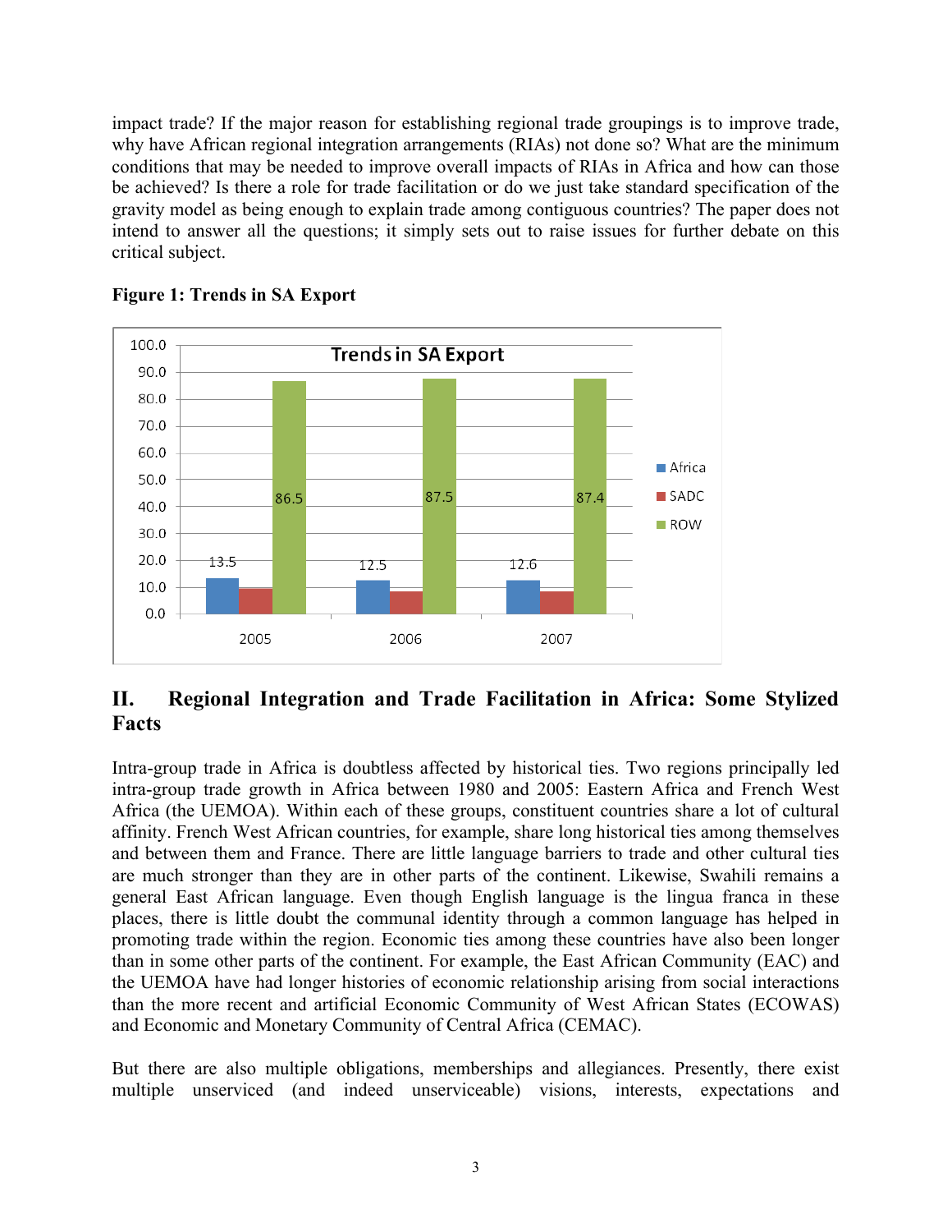impact trade? If the major reason for establishing regional trade groupings is to improve trade, why have African regional integration arrangements (RIAs) not done so? What are the minimum conditions that may be needed to improve overall impacts of RIAs in Africa and how can those be achieved? Is there a role for trade facilitation or do we just take standard specification of the gravity model as being enough to explain trade among contiguous countries? The paper does not intend to answer all the questions; it simply sets out to raise issues for further debate on this critical subject.

**Figure 1: Trends in SA Export**

| | 2005 | 2006 | 2007 |
|---|---|---|---|
| Africa | 13.5 | 12.5 | 12.6 |
| SADC | | | |
| ROW | 86.5 | 87.5 | 87.4 |

## II. Regional Integration and Trade Facilitation in Africa: Some Stylized Facts

Intra-group trade in Africa is doubtless affected by historical ties. Two regions principally led intra-group trade growth in Africa between 1980 and 2005: Eastern Africa and French West Africa (the UEMOA). Within each of these groups, constituent countries share a lot of cultural affinity. French West African countries, for example, share long historical ties among themselves and between them and France. There are little language barriers to trade and other cultural ties are much stronger than they are in other parts of the continent. Likewise, Swahili remains a general East African language. Even though English language is the lingua franca in these places, there is little doubt the communal identity through a common language has helped in promoting trade within the region. Economic ties among these countries have also been longer than in some other parts of the continent. For example, the East African Community (EAC) and the UEMOA have had longer histories of economic relationship arising from social interactions than the more recent and artificial Economic Community of West African States (ECOWAS) and Economic and Monetary Community of Central Africa (CEMAC).

But there are also multiple obligations, memberships and allegiances. Presently, there exist multiple unserviced (and indeed unserviceable) visions, interests, expectations and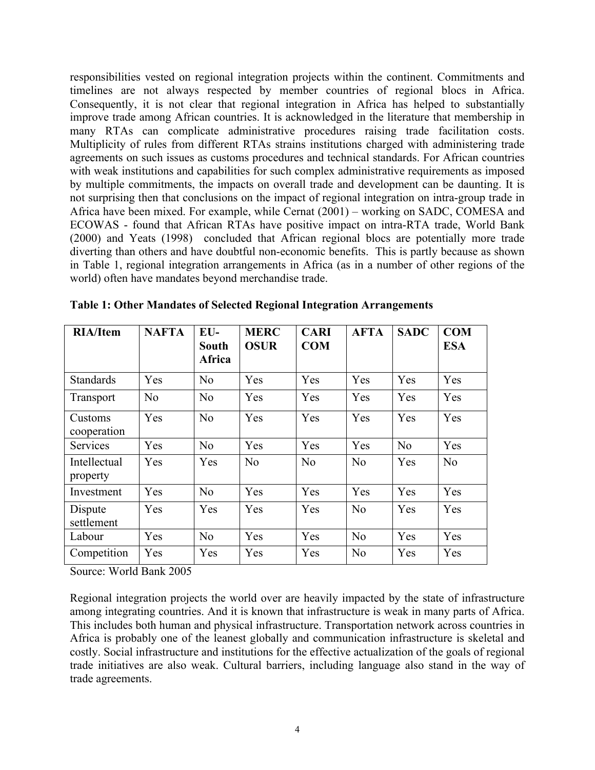responsibilities vested on regional integration projects within the continent. Commitments and timelines are not always respected by member countries of regional blocs in Africa. Consequently, it is not clear that regional integration in Africa has helped to substantially improve trade among African countries. It is acknowledged in the literature that membership in many RTAs can complicate administrative procedures raising trade facilitation costs. Multiplicity of rules from different RTAs strains institutions charged with administering trade agreements on such issues as customs procedures and technical standards. For African countries with weak institutions and capabilities for such complex administrative requirements as imposed by multiple commitments, the impacts on overall trade and development can be daunting. It is not surprising then that conclusions on the impact of regional integration on intra-group trade in Africa have been mixed. For example, while Cernat (2001) – working on SADC, COMESA and ECOWAS - found that African RTAs have positive impact on intra-RTA trade, World Bank (2000) and Yeats (1998) concluded that African regional blocs are potentially more trade diverting than others and have doubtful non-economic benefits. This is partly because as shown in Table 1, regional integration arrangements in Africa (as in a number of other regions of the world) often have mandates beyond merchandise trade.

**Table 1: Other Mandates of Selected Regional Integration Arrangements**

| RIA/Item | NAFTA | EU-South Africa | MERCOSUR | CARICOM | AFTA | SADC | COMESA |
|---|---|---|---|---|---|---|---|
| Standards | Yes | No | Yes | Yes | Yes | Yes | Yes |
| Transport | No | No | Yes | Yes | Yes | Yes | Yes |
| Customs cooperation | Yes | No | Yes | Yes | Yes | Yes | Yes |
| Services | Yes | No | Yes | Yes | Yes | No | Yes |
| Intellectual property | Yes | Yes | No | No | No | Yes | No |
| Investment | Yes | No | Yes | Yes | Yes | Yes | Yes |
| Dispute settlement | Yes | Yes | Yes | Yes | No | Yes | Yes |
| Labour | Yes | No | Yes | Yes | No | Yes | Yes |
| Competition | Yes | Yes | Yes | Yes | No | Yes | Yes |

Source: World Bank 2005

Regional integration projects the world over are heavily impacted by the state of infrastructure among integrating countries. And it is known that infrastructure is weak in many parts of Africa. This includes both human and physical infrastructure. Transportation network across countries in Africa is probably one of the leanest globally and communication infrastructure is skeletal and costly. Social infrastructure and institutions for the effective actualization of the goals of regional trade initiatives are also weak. Cultural barriers, including language also stand in the way of trade agreements.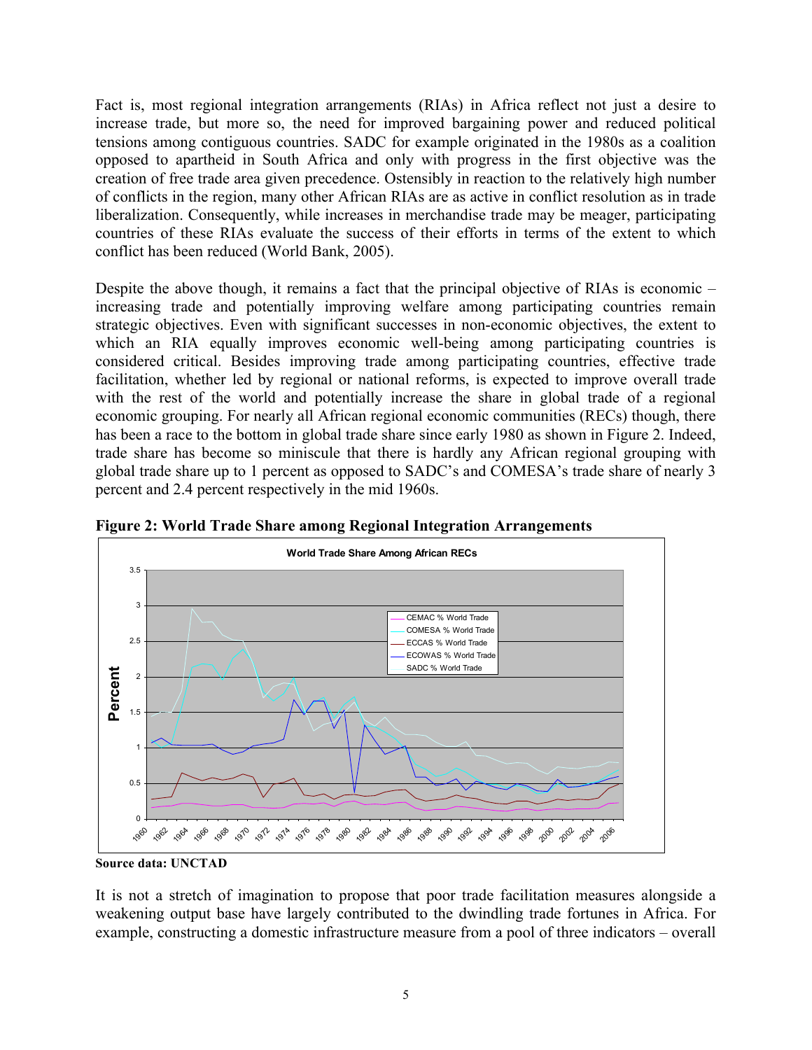Fact is, most regional integration arrangements (RIAs) in Africa reflect not just a desire to increase trade, but more so, the need for improved bargaining power and reduced political tensions among contiguous countries. SADC for example originated in the 1980s as a coalition opposed to apartheid in South Africa and only with progress in the first objective was the creation of free trade area given precedence. Ostensibly in reaction to the relatively high number of conflicts in the region, many other African RIAs are as active in conflict resolution as in trade liberalization. Consequently, while increases in merchandise trade may be meager, participating countries of these RIAs evaluate the success of their efforts in terms of the extent to which conflict has been reduced (World Bank, 2005).

Despite the above though, it remains a fact that the principal objective of RIAs is economic – increasing trade and potentially improving welfare among participating countries remain strategic objectives. Even with significant successes in non-economic objectives, the extent to which an RIA equally improves economic well-being among participating countries is considered critical. Besides improving trade among participating countries, effective trade facilitation, whether led by regional or national reforms, is expected to improve overall trade with the rest of the world and potentially increase the share in global trade of a regional economic grouping. For nearly all African regional economic communities (RECs) though, there has been a race to the bottom in global trade share since early 1980 as shown in Figure 2. Indeed, trade share has become so miniscule that there is hardly any African regional grouping with global trade share up to 1 percent as opposed to SADC's and COMESA's trade share of nearly 3 percent and 2.4 percent respectively in the mid 1960s.

**Figure 2: World Trade Share among Regional Integration Arrangements**

**Source data: UNCTAD**

It is not a stretch of imagination to propose that poor trade facilitation measures alongside a weakening output base have largely contributed to the dwindling trade fortunes in Africa. For example, constructing a domestic infrastructure measure from a pool of three indicators – overall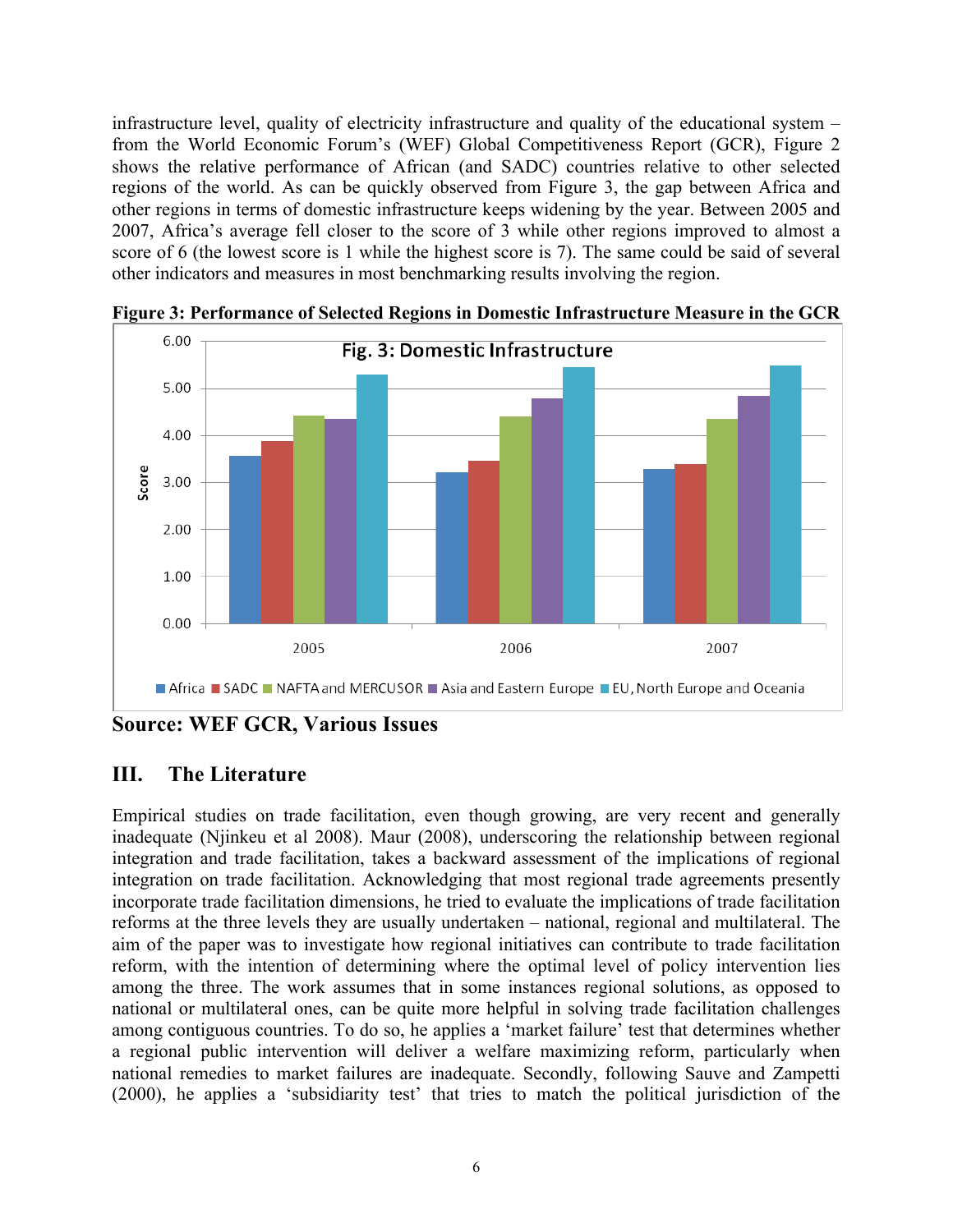infrastructure level, quality of electricity infrastructure and quality of the educational system – from the World Economic Forum's (WEF) Global Competitiveness Report (GCR), Figure 2 shows the relative performance of African (and SADC) countries relative to other selected regions of the world. As can be quickly observed from Figure 3, the gap between Africa and other regions in terms of domestic infrastructure keeps widening by the year. Between 2005 and 2007, Africa's average fell closer to the score of 3 while other regions improved to almost a score of 6 (the lowest score is 1 while the highest score is 7). The same could be said of several other indicators and measures in most benchmarking results involving the region.

**Figure 3: Performance of Selected Regions in Domestic Infrastructure Measure in the GCR**

**Source: WEF GCR, Various Issues**

## III. The Literature

Empirical studies on trade facilitation, even though growing, are very recent and generally inadequate (Njinkeu et al 2008). Maur (2008), underscoring the relationship between regional integration and trade facilitation, takes a backward assessment of the implications of regional integration on trade facilitation. Acknowledging that most regional trade agreements presently incorporate trade facilitation dimensions, he tried to evaluate the implications of trade facilitation reforms at the three levels they are usually undertaken – national, regional and multilateral. The aim of the paper was to investigate how regional initiatives can contribute to trade facilitation reform, with the intention of determining where the optimal level of policy intervention lies among the three. The work assumes that in some instances regional solutions, as opposed to national or multilateral ones, can be quite more helpful in solving trade facilitation challenges among contiguous countries. To do so, he applies a 'market failure' test that determines whether a regional public intervention will deliver a welfare maximizing reform, particularly when national remedies to market failures are inadequate. Secondly, following Sauve and Zampetti (2000), he applies a 'subsidiarity test' that tries to match the political jurisdiction of the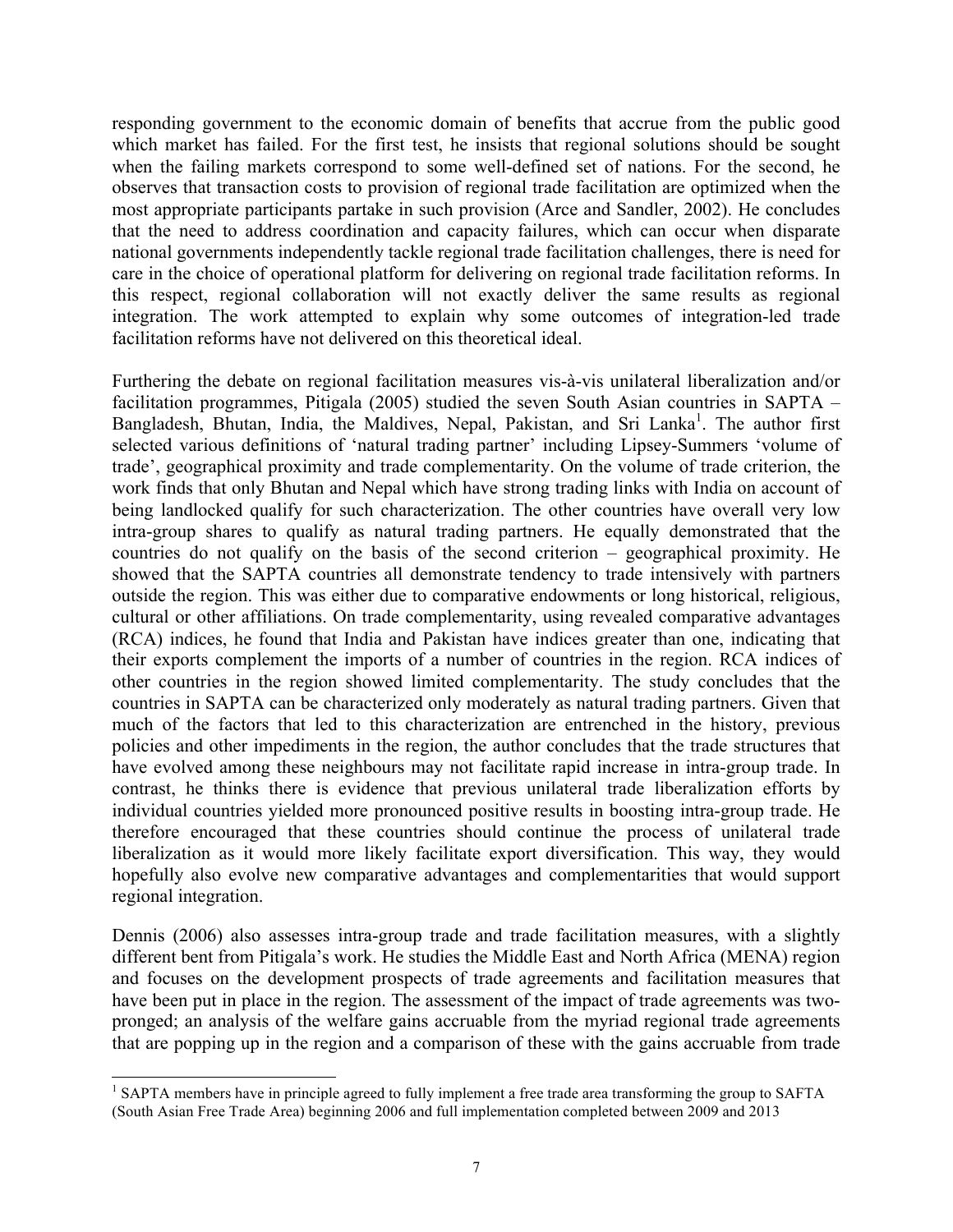responding government to the economic domain of benefits that accrue from the public good which market has failed. For the first test, he insists that regional solutions should be sought when the failing markets correspond to some well-defined set of nations. For the second, he observes that transaction costs to provision of regional trade facilitation are optimized when the most appropriate participants partake in such provision (Arce and Sandler, 2002). He concludes that the need to address coordination and capacity failures, which can occur when disparate national governments independently tackle regional trade facilitation challenges, there is need for care in the choice of operational platform for delivering on regional trade facilitation reforms. In this respect, regional collaboration will not exactly deliver the same results as regional integration. The work attempted to explain why some outcomes of integration-led trade facilitation reforms have not delivered on this theoretical ideal.

Furthering the debate on regional facilitation measures vis-à-vis unilateral liberalization and/or facilitation programmes, Pitigala (2005) studied the seven South Asian countries in SAPTA – Bangladesh, Bhutan, India, the Maldives, Nepal, Pakistan, and Sri Lanka[1]. The author first selected various definitions of 'natural trading partner' including Lipsey-Summers 'volume of trade', geographical proximity and trade complementarity. On the volume of trade criterion, the work finds that only Bhutan and Nepal which have strong trading links with India on account of being landlocked qualify for such characterization. The other countries have overall very low intra-group shares to qualify as natural trading partners. He equally demonstrated that the countries do not qualify on the basis of the second criterion – geographical proximity. He showed that the SAPTA countries all demonstrate tendency to trade intensively with partners outside the region. This was either due to comparative endowments or long historical, religious, cultural or other affiliations. On trade complementarity, using revealed comparative advantages (RCA) indices, he found that India and Pakistan have indices greater than one, indicating that their exports complement the imports of a number of countries in the region. RCA indices of other countries in the region showed limited complementarity. The study concludes that the countries in SAPTA can be characterized only moderately as natural trading partners. Given that much of the factors that led to this characterization are entrenched in the history, previous policies and other impediments in the region, the author concludes that the trade structures that have evolved among these neighbours may not facilitate rapid increase in intra-group trade. In contrast, he thinks there is evidence that previous unilateral trade liberalization efforts by individual countries yielded more pronounced positive results in boosting intra-group trade. He therefore encouraged that these countries should continue the process of unilateral trade liberalization as it would more likely facilitate export diversification. This way, they would hopefully also evolve new comparative advantages and complementarities that would support regional integration.

Dennis (2006) also assesses intra-group trade and trade facilitation measures, with a slightly different bent from Pitigala's work. He studies the Middle East and North Africa (MENA) region and focuses on the development prospects of trade agreements and facilitation measures that have been put in place in the region. The assessment of the impact of trade agreements was two-pronged; an analysis of the welfare gains accruable from the myriad regional trade agreements that are popping up in the region and a comparison of these with the gains accruable from trade

[1] SAPTA members have in principle agreed to fully implement a free trade area transforming the group to SAFTA (South Asian Free Trade Area) beginning 2006 and full implementation completed between 2009 and 2013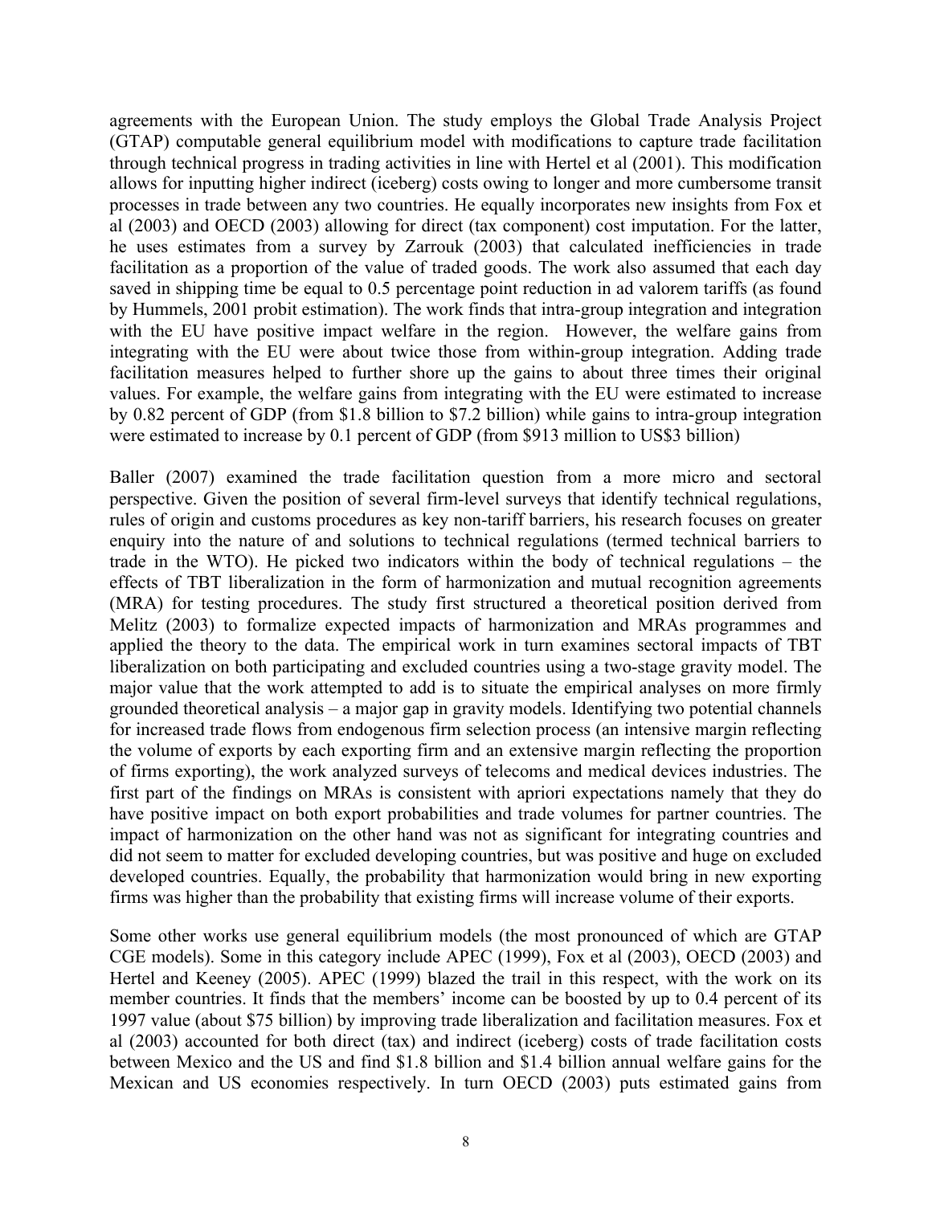agreements with the European Union. The study employs the Global Trade Analysis Project (GTAP) computable general equilibrium model with modifications to capture trade facilitation through technical progress in trading activities in line with Hertel et al (2001). This modification allows for inputting higher indirect (iceberg) costs owing to longer and more cumbersome transit processes in trade between any two countries. He equally incorporates new insights from Fox et al (2003) and OECD (2003) allowing for direct (tax component) cost imputation. For the latter, he uses estimates from a survey by Zarrouk (2003) that calculated inefficiencies in trade facilitation as a proportion of the value of traded goods. The work also assumed that each day saved in shipping time be equal to 0.5 percentage point reduction in ad valorem tariffs (as found by Hummels, 2001 probit estimation). The work finds that intra-group integration and integration with the EU have positive impact welfare in the region. However, the welfare gains from integrating with the EU were about twice those from within-group integration. Adding trade facilitation measures helped to further shore up the gains to about three times their original values. For example, the welfare gains from integrating with the EU were estimated to increase by 0.82 percent of GDP (from $1.8 billion to $7.2 billion) while gains to intra-group integration were estimated to increase by 0.1 percent of GDP (from $913 million to US$3 billion)

Baller (2007) examined the trade facilitation question from a more micro and sectoral perspective. Given the position of several firm-level surveys that identify technical regulations, rules of origin and customs procedures as key non-tariff barriers, his research focuses on greater enquiry into the nature of and solutions to technical regulations (termed technical barriers to trade in the WTO). He picked two indicators within the body of technical regulations – the effects of TBT liberalization in the form of harmonization and mutual recognition agreements (MRA) for testing procedures. The study first structured a theoretical position derived from Melitz (2003) to formalize expected impacts of harmonization and MRAs programmes and applied the theory to the data. The empirical work in turn examines sectoral impacts of TBT liberalization on both participating and excluded countries using a two-stage gravity model. The major value that the work attempted to add is to situate the empirical analyses on more firmly grounded theoretical analysis – a major gap in gravity models. Identifying two potential channels for increased trade flows from endogenous firm selection process (an intensive margin reflecting the volume of exports by each exporting firm and an extensive margin reflecting the proportion of firms exporting), the work analyzed surveys of telecoms and medical devices industries. The first part of the findings on MRAs is consistent with apriori expectations namely that they do have positive impact on both export probabilities and trade volumes for partner countries. The impact of harmonization on the other hand was not as significant for integrating countries and did not seem to matter for excluded developing countries, but was positive and huge on excluded developed countries. Equally, the probability that harmonization would bring in new exporting firms was higher than the probability that existing firms will increase volume of their exports.

Some other works use general equilibrium models (the most pronounced of which are GTAP CGE models). Some in this category include APEC (1999), Fox et al (2003), OECD (2003) and Hertel and Keeney (2005). APEC (1999) blazed the trail in this respect, with the work on its member countries. It finds that the members' income can be boosted by up to 0.4 percent of its 1997 value (about $75 billion) by improving trade liberalization and facilitation measures. Fox et al (2003) accounted for both direct (tax) and indirect (iceberg) costs of trade facilitation costs between Mexico and the US and find $1.8 billion and $1.4 billion annual welfare gains for the Mexican and US economies respectively. In turn OECD (2003) puts estimated gains from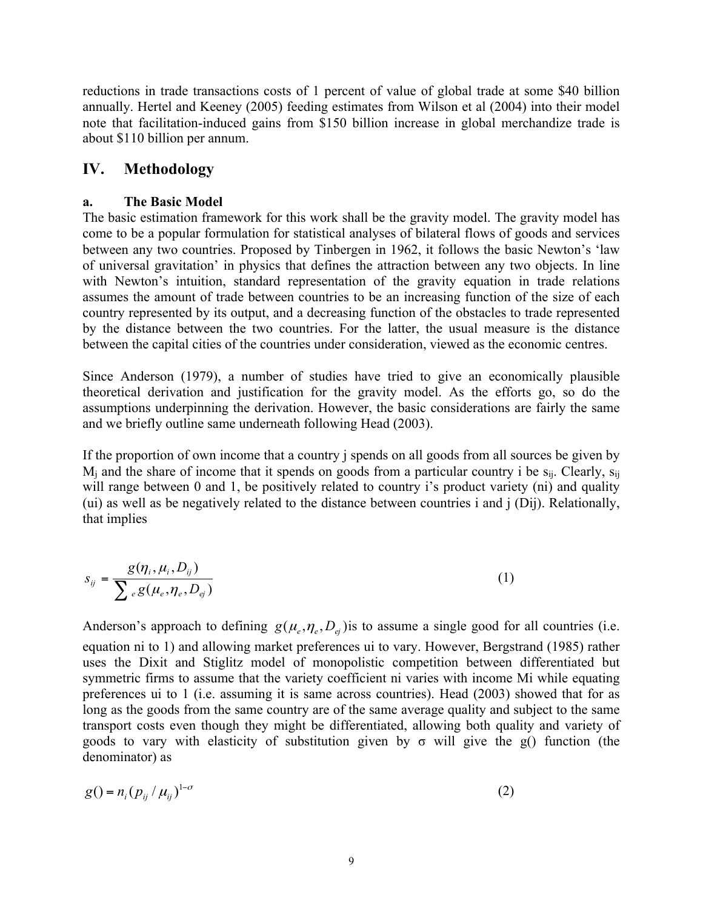reductions in trade transactions costs of 1 percent of value of global trade at some $40 billion annually. Hertel and Keeney (2005) feeding estimates from Wilson et al (2004) into their model note that facilitation-induced gains from $150 billion increase in global merchandize trade is about $110 billion per annum.

## IV. Methodology

### a. The Basic Model

The basic estimation framework for this work shall be the gravity model. The gravity model has come to be a popular formulation for statistical analyses of bilateral flows of goods and services between any two countries. Proposed by Tinbergen in 1962, it follows the basic Newton's 'law of universal gravitation' in physics that defines the attraction between any two objects. In line with Newton's intuition, standard representation of the gravity equation in trade relations assumes the amount of trade between countries to be an increasing function of the size of each country represented by its output, and a decreasing function of the obstacles to trade represented by the distance between the two countries. For the latter, the usual measure is the distance between the capital cities of the countries under consideration, viewed as the economic centres.

Since Anderson (1979), a number of studies have tried to give an economically plausible theoretical derivation and justification for the gravity model. As the efforts go, so do the assumptions underpinning the derivation. However, the basic considerations are fairly the same and we briefly outline same underneath following Head (2003).

If the proportion of own income that a country j spends on all goods from all sources be given by $M_j$ and the share of income that it spends on goods from a particular country i be $s_{ij}$. Clearly, $s_{ij}$ will range between 0 and 1, be positively related to country i's product variety (ni) and quality (ui) as well as be negatively related to the distance between countries i and j (Dij). Relationally, that implies

$$s_{ij} = \frac{g(\eta_i, \mu_i, D_{ij})}{\sum_e g(\mu_e, \eta_e, D_{ej})} \tag{1}$$

Anderson's approach to defining $g(\mu_e, \eta_e, D_{ej})$ is to assume a single good for all countries (i.e. equation ni to 1) and allowing market preferences ui to vary. However, Bergstrand (1985) rather uses the Dixit and Stiglitz model of monopolistic competition between differentiated but symmetric firms to assume that the variety coefficient ni varies with income Mi while equating preferences ui to 1 (i.e. assuming it is same across countries). Head (2003) showed that for as long as the goods from the same country are of the same average quality and subject to the same transport costs even though they might be differentiated, allowing both quality and variety of goods to vary with elasticity of substitution given by σ will give the g() function (the denominator) as

$$g() = n_i (p_{ij} / \mu_{ij})^{1-\sigma} \tag{2}$$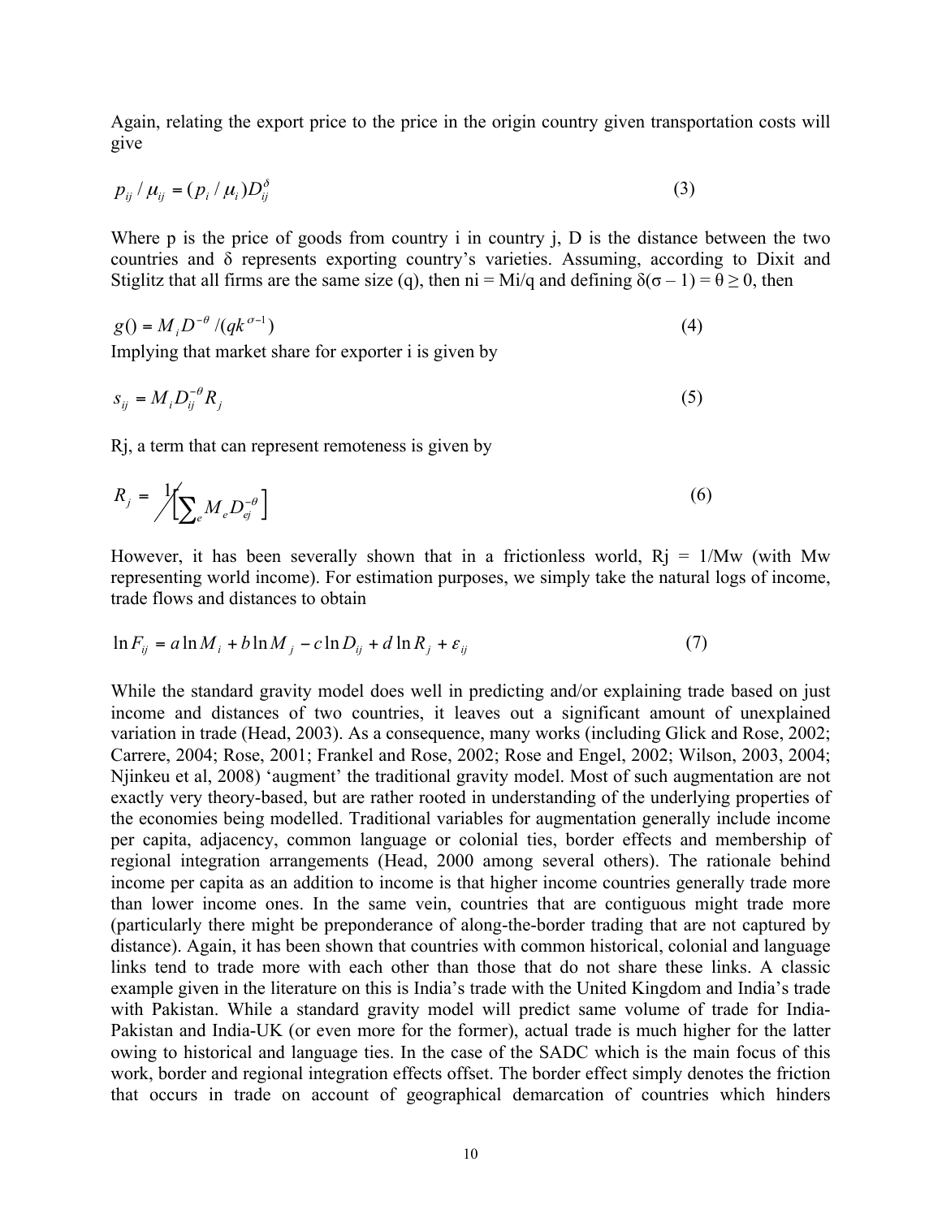Again, relating the export price to the price in the origin country given transportation costs will give

$$p_{ij} / \mu_{ij} = (p_i / \mu_i) D_{ij}^{\delta} \tag{3}$$

Where p is the price of goods from country i in country j, D is the distance between the two countries and δ represents exporting country's varieties. Assuming, according to Dixit and Stiglitz that all firms are the same size (q), then ni = Mi/q and defining δ(σ – 1) = θ ≥ 0, then

$$g() = M_i D^{-\theta} / (qk^{\sigma - 1}) \tag{4}$$

Implying that market share for exporter i is given by

$$s_{ij} = M_i D_{ij}^{-\theta} R_j \tag{5}$$

Rj, a term that can represent remoteness is given by

$$R_j = 1 / \left[ \sum_e M_e D_{ej}^{-\theta} \right] \tag{6}$$

However, it has been severally shown that in a frictionless world, Rj = 1/Mw (with Mw representing world income). For estimation purposes, we simply take the natural logs of income, trade flows and distances to obtain

$$\ln F_{ij} = a \ln M_i + b \ln M_j - c \ln D_{ij} + d \ln R_j + \varepsilon_{ij} \tag{7}$$

While the standard gravity model does well in predicting and/or explaining trade based on just income and distances of two countries, it leaves out a significant amount of unexplained variation in trade (Head, 2003). As a consequence, many works (including Glick and Rose, 2002; Carrere, 2004; Rose, 2001; Frankel and Rose, 2002; Rose and Engel, 2002; Wilson, 2003, 2004; Njinkeu et al, 2008) 'augment' the traditional gravity model. Most of such augmentation are not exactly very theory-based, but are rather rooted in understanding of the underlying properties of the economies being modelled. Traditional variables for augmentation generally include income per capita, adjacency, common language or colonial ties, border effects and membership of regional integration arrangements (Head, 2000 among several others). The rationale behind income per capita as an addition to income is that higher income countries generally trade more than lower income ones. In the same vein, countries that are contiguous might trade more (particularly there might be preponderance of along-the-border trading that are not captured by distance). Again, it has been shown that countries with common historical, colonial and language links tend to trade more with each other than those that do not share these links. A classic example given in the literature on this is India's trade with the United Kingdom and India's trade with Pakistan. While a standard gravity model will predict same volume of trade for India-Pakistan and India-UK (or even more for the former), actual trade is much higher for the latter owing to historical and language ties. In the case of the SADC which is the main focus of this work, border and regional integration effects offset. The border effect simply denotes the friction that occurs in trade on account of geographical demarcation of countries which hinders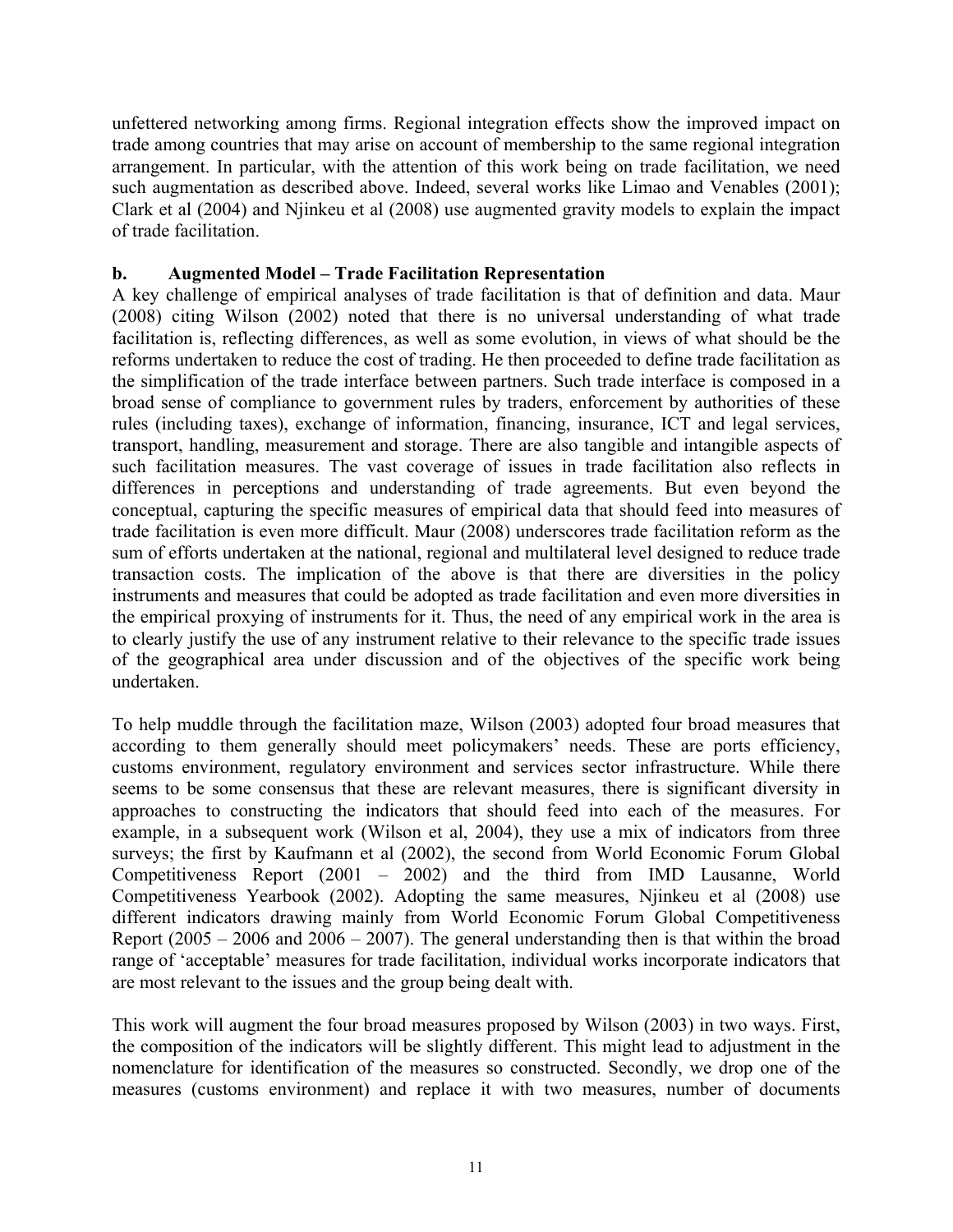unfettered networking among firms. Regional integration effects show the improved impact on trade among countries that may arise on account of membership to the same regional integration arrangement. In particular, with the attention of this work being on trade facilitation, we need such augmentation as described above. Indeed, several works like Limao and Venables (2001); Clark et al (2004) and Njinkeu et al (2008) use augmented gravity models to explain the impact of trade facilitation.

**b. Augmented Model – Trade Facilitation Representation**

A key challenge of empirical analyses of trade facilitation is that of definition and data. Maur (2008) citing Wilson (2002) noted that there is no universal understanding of what trade facilitation is, reflecting differences, as well as some evolution, in views of what should be the reforms undertaken to reduce the cost of trading. He then proceeded to define trade facilitation as the simplification of the trade interface between partners. Such trade interface is composed in a broad sense of compliance to government rules by traders, enforcement by authorities of these rules (including taxes), exchange of information, financing, insurance, ICT and legal services, transport, handling, measurement and storage. There are also tangible and intangible aspects of such facilitation measures. The vast coverage of issues in trade facilitation also reflects in differences in perceptions and understanding of trade agreements. But even beyond the conceptual, capturing the specific measures of empirical data that should feed into measures of trade facilitation is even more difficult. Maur (2008) underscores trade facilitation reform as the sum of efforts undertaken at the national, regional and multilateral level designed to reduce trade transaction costs. The implication of the above is that there are diversities in the policy instruments and measures that could be adopted as trade facilitation and even more diversities in the empirical proxying of instruments for it. Thus, the need of any empirical work in the area is to clearly justify the use of any instrument relative to their relevance to the specific trade issues of the geographical area under discussion and of the objectives of the specific work being undertaken.

To help muddle through the facilitation maze, Wilson (2003) adopted four broad measures that according to them generally should meet policymakers' needs. These are ports efficiency, customs environment, regulatory environment and services sector infrastructure. While there seems to be some consensus that these are relevant measures, there is significant diversity in approaches to constructing the indicators that should feed into each of the measures. For example, in a subsequent work (Wilson et al, 2004), they use a mix of indicators from three surveys; the first by Kaufmann et al (2002), the second from World Economic Forum Global Competitiveness Report (2001 – 2002) and the third from IMD Lausanne, World Competitiveness Yearbook (2002). Adopting the same measures, Njinkeu et al (2008) use different indicators drawing mainly from World Economic Forum Global Competitiveness Report (2005 – 2006 and 2006 – 2007). The general understanding then is that within the broad range of 'acceptable' measures for trade facilitation, individual works incorporate indicators that are most relevant to the issues and the group being dealt with.

This work will augment the four broad measures proposed by Wilson (2003) in two ways. First, the composition of the indicators will be slightly different. This might lead to adjustment in the nomenclature for identification of the measures so constructed. Secondly, we drop one of the measures (customs environment) and replace it with two measures, number of documents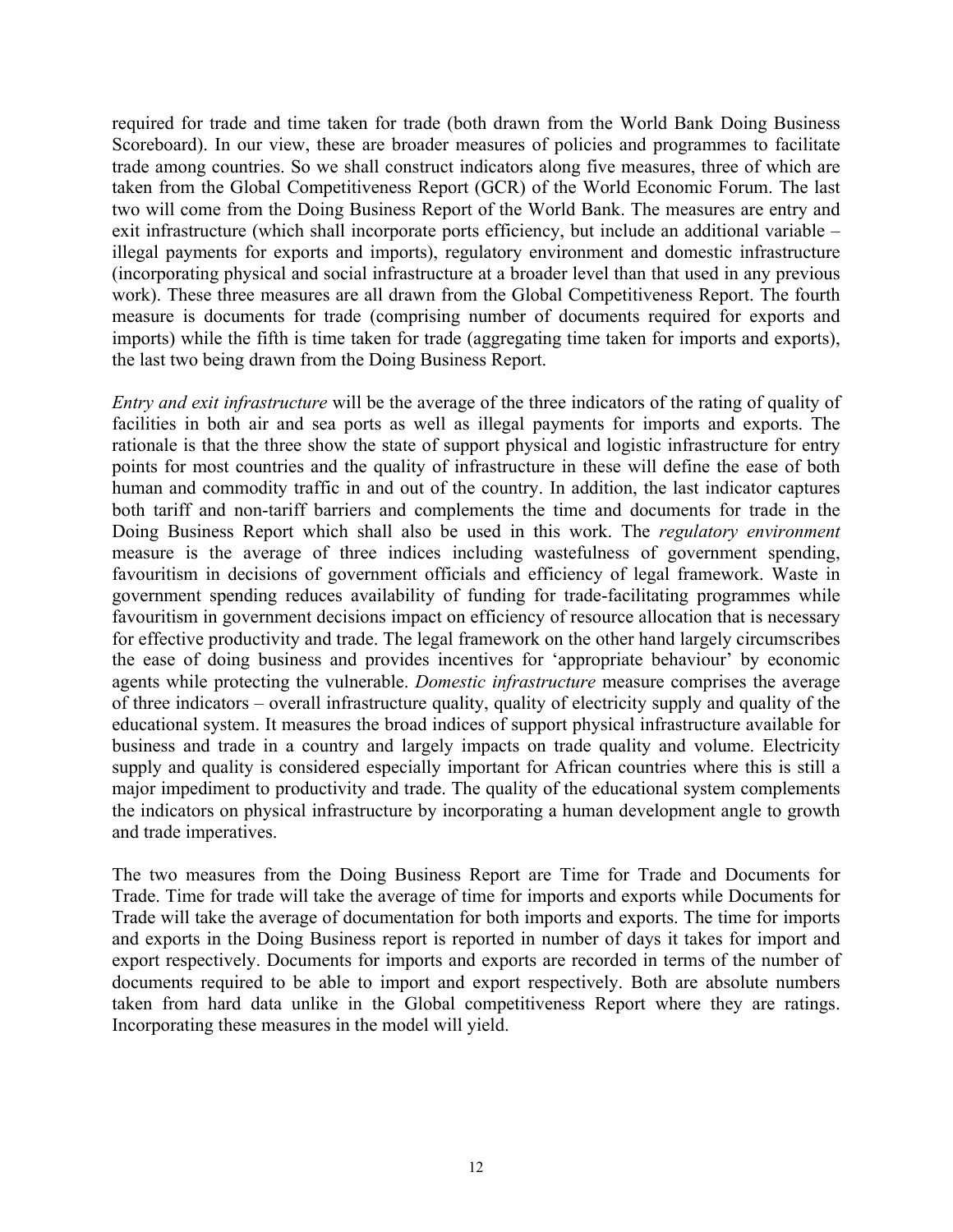required for trade and time taken for trade (both drawn from the World Bank Doing Business Scoreboard). In our view, these are broader measures of policies and programmes to facilitate trade among countries. So we shall construct indicators along five measures, three of which are taken from the Global Competitiveness Report (GCR) of the World Economic Forum. The last two will come from the Doing Business Report of the World Bank. The measures are entry and exit infrastructure (which shall incorporate ports efficiency, but include an additional variable – illegal payments for exports and imports), regulatory environment and domestic infrastructure (incorporating physical and social infrastructure at a broader level than that used in any previous work). These three measures are all drawn from the Global Competitiveness Report. The fourth measure is documents for trade (comprising number of documents required for exports and imports) while the fifth is time taken for trade (aggregating time taken for imports and exports), the last two being drawn from the Doing Business Report.

*Entry and exit infrastructure* will be the average of the three indicators of the rating of quality of facilities in both air and sea ports as well as illegal payments for imports and exports. The rationale is that the three show the state of support physical and logistic infrastructure for entry points for most countries and the quality of infrastructure in these will define the ease of both human and commodity traffic in and out of the country. In addition, the last indicator captures both tariff and non-tariff barriers and complements the time and documents for trade in the Doing Business Report which shall also be used in this work. The *regulatory environment* measure is the average of three indices including wastefulness of government spending, favouritism in decisions of government officials and efficiency of legal framework. Waste in government spending reduces availability of funding for trade-facilitating programmes while favouritism in government decisions impact on efficiency of resource allocation that is necessary for effective productivity and trade. The legal framework on the other hand largely circumscribes the ease of doing business and provides incentives for 'appropriate behaviour' by economic agents while protecting the vulnerable. *Domestic infrastructure* measure comprises the average of three indicators – overall infrastructure quality, quality of electricity supply and quality of the educational system. It measures the broad indices of support physical infrastructure available for business and trade in a country and largely impacts on trade quality and volume. Electricity supply and quality is considered especially important for African countries where this is still a major impediment to productivity and trade. The quality of the educational system complements the indicators on physical infrastructure by incorporating a human development angle to growth and trade imperatives.

The two measures from the Doing Business Report are Time for Trade and Documents for Trade. Time for trade will take the average of time for imports and exports while Documents for Trade will take the average of documentation for both imports and exports. The time for imports and exports in the Doing Business report is reported in number of days it takes for import and export respectively. Documents for imports and exports are recorded in terms of the number of documents required to be able to import and export respectively. Both are absolute numbers taken from hard data unlike in the Global competitiveness Report where they are ratings. Incorporating these measures in the model will yield.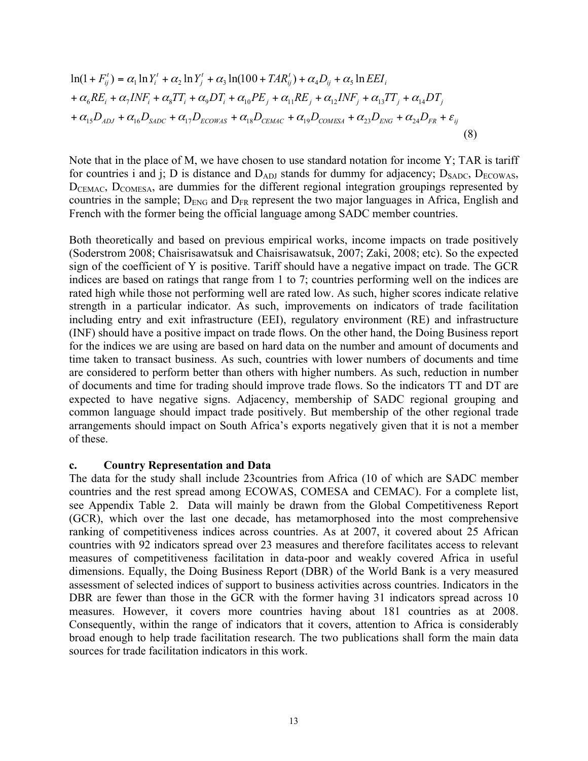$$
\begin{aligned}
\ln(1+F_{ij}^{t}) &= \alpha_1 \ln Y_i^t + \alpha_2 \ln Y_j^t + \alpha_3 \ln(100 + TAR_{ij}^t) + \alpha_4 D_{ij} + \alpha_5 \ln EEI_i \\
&+ \alpha_6 RE_i + \alpha_7 INF_i + \alpha_8 TT_i + \alpha_9 DT_i + \alpha_{10} PE_j + \alpha_{11} RE_j + \alpha_{12} INF_j + \alpha_{13} TT_j + \alpha_{14} DT_j \\
&+ \alpha_{15} D_{ADJ} + \alpha_{16} D_{SADC} + \alpha_{17} D_{ECOWAS} + \alpha_{18} D_{CEMAC} + \alpha_{19} D_{COMESA} + \alpha_{23} D_{ENG} + \alpha_{24} D_{FR} + \varepsilon_{ij}
\end{aligned}
\tag{8}
$$

Note that in the place of M, we have chosen to use standard notation for income Y; TAR is tariff for countries i and j; D is distance and $D_{ADJ}$ stands for dummy for adjacency; $D_{SADC}$, $D_{ECOWAS}$, $D_{CEMAC}$, $D_{COMESA}$, are dummies for the different regional integration groupings represented by countries in the sample; $D_{ENG}$ and $D_{FR}$ represent the two major languages in Africa, English and French with the former being the official language among SADC member countries.

Both theoretically and based on previous empirical works, income impacts on trade positively (Soderstrom 2008; Chaisrisawatsuk and Chaisrisawatsuk, 2007; Zaki, 2008; etc). So the expected sign of the coefficient of Y is positive. Tariff should have a negative impact on trade. The GCR indices are based on ratings that range from 1 to 7; countries performing well on the indices are rated high while those not performing well are rated low. As such, higher scores indicate relative strength in a particular indicator. As such, improvements on indicators of trade facilitation including entry and exit infrastructure (EEI), regulatory environment (RE) and infrastructure (INF) should have a positive impact on trade flows. On the other hand, the Doing Business report for the indices we are using are based on hard data on the number and amount of documents and time taken to transact business. As such, countries with lower numbers of documents and time are considered to perform better than others with higher numbers. As such, reduction in number of documents and time for trading should improve trade flows. So the indicators TT and DT are expected to have negative signs. Adjacency, membership of SADC regional grouping and common language should impact trade positively. But membership of the other regional trade arrangements should impact on South Africa's exports negatively given that it is not a member of these.

### c. Country Representation and Data

The data for the study shall include 23countries from Africa (10 of which are SADC member countries and the rest spread among ECOWAS, COMESA and CEMAC). For a complete list, see Appendix Table 2. Data will mainly be drawn from the Global Competitiveness Report (GCR), which over the last one decade, has metamorphosed into the most comprehensive ranking of competitiveness indices across countries. As at 2007, it covered about 25 African countries with 92 indicators spread over 23 measures and therefore facilitates access to relevant measures of competitiveness facilitation in data-poor and weakly covered Africa in useful dimensions. Equally, the Doing Business Report (DBR) of the World Bank is a very measured assessment of selected indices of support to business activities across countries. Indicators in the DBR are fewer than those in the GCR with the former having 31 indicators spread across 10 measures. However, it covers more countries having about 181 countries as at 2008. Consequently, within the range of indicators that it covers, attention to Africa is considerably broad enough to help trade facilitation research. The two publications shall form the main data sources for trade facilitation indicators in this work.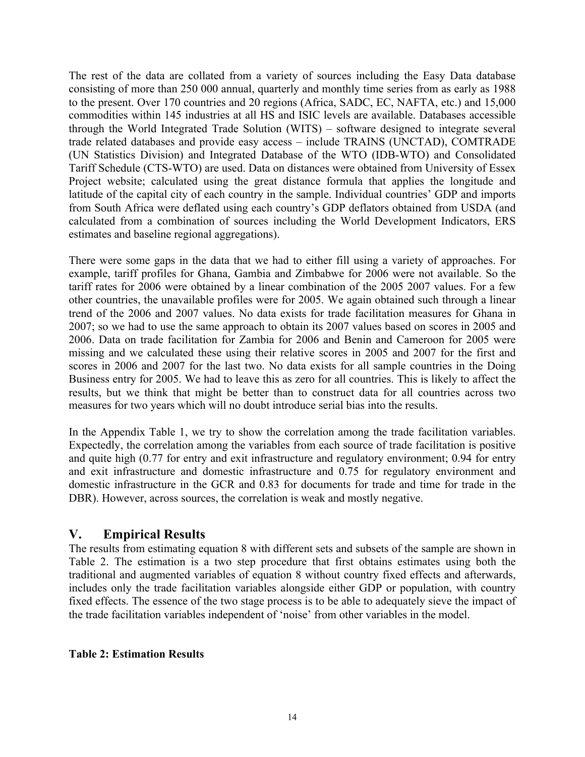The rest of the data are collated from a variety of sources including the Easy Data database consisting of more than 250 000 annual, quarterly and monthly time series from as early as 1988 to the present. Over 170 countries and 20 regions (Africa, SADC, EC, NAFTA, etc.) and 15,000 commodities within 145 industries at all HS and ISIC levels are available. Databases accessible through the World Integrated Trade Solution (WITS) – software designed to integrate several trade related databases and provide easy access – include TRAINS (UNCTAD), COMTRADE (UN Statistics Division) and Integrated Database of the WTO (IDB-WTO) and Consolidated Tariff Schedule (CTS-WTO) are used. Data on distances were obtained from University of Essex Project website; calculated using the great distance formula that applies the longitude and latitude of the capital city of each country in the sample. Individual countries' GDP and imports from South Africa were deflated using each country's GDP deflators obtained from USDA (and calculated from a combination of sources including the World Development Indicators, ERS estimates and baseline regional aggregations).

There were some gaps in the data that we had to either fill using a variety of approaches. For example, tariff profiles for Ghana, Gambia and Zimbabwe for 2006 were not available. So the tariff rates for 2006 were obtained by a linear combination of the 2005 2007 values. For a few other countries, the unavailable profiles were for 2005. We again obtained such through a linear trend of the 2006 and 2007 values. No data exists for trade facilitation measures for Ghana in 2007; so we had to use the same approach to obtain its 2007 values based on scores in 2005 and 2006. Data on trade facilitation for Zambia for 2006 and Benin and Cameroon for 2005 were missing and we calculated these using their relative scores in 2005 and 2007 for the first and scores in 2006 and 2007 for the last two. No data exists for all sample countries in the Doing Business entry for 2005. We had to leave this as zero for all countries. This is likely to affect the results, but we think that might be better than to construct data for all countries across two measures for two years which will no doubt introduce serial bias into the results.

In the Appendix Table 1, we try to show the correlation among the trade facilitation variables. Expectedly, the correlation among the variables from each source of trade facilitation is positive and quite high (0.77 for entry and exit infrastructure and regulatory environment; 0.94 for entry and exit infrastructure and domestic infrastructure and 0.75 for regulatory environment and domestic infrastructure in the GCR and 0.83 for documents for trade and time for trade in the DBR). However, across sources, the correlation is weak and mostly negative.

## V. Empirical Results

The results from estimating equation 8 with different sets and subsets of the sample are shown in Table 2. The estimation is a two step procedure that first obtains estimates using both the traditional and augmented variables of equation 8 without country fixed effects and afterwards, includes only the trade facilitation variables alongside either GDP or population, with country fixed effects. The essence of the two stage process is to be able to adequately sieve the impact of the trade facilitation variables independent of 'noise' from other variables in the model.

**Table 2: Estimation Results**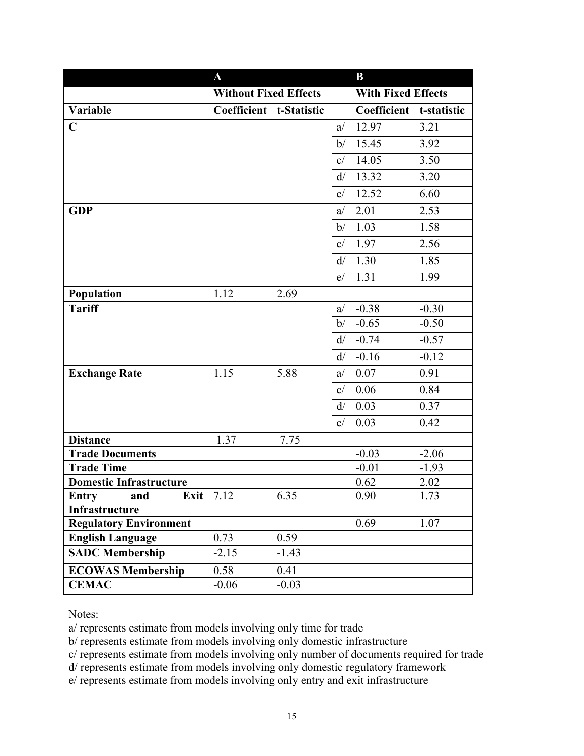| | A | | | B | |
|---|---|---|---|---|---|
| | Without Fixed Effects | | | With Fixed Effects | |
| **Variable** | **Coefficient** | **t-Statistic** | | **Coefficient** | **t-statistic** |
| **C** | | | a/ | 12.97 | 3.21 |
| | | | b/ | 15.45 | 3.92 |
| | | | c/ | 14.05 | 3.50 |
| | | | d/ | 13.32 | 3.20 |
| | | | e/ | 12.52 | 6.60 |
| **GDP** | | | a/ | 2.01 | 2.53 |
| | | | b/ | 1.03 | 1.58 |
| | | | c/ | 1.97 | 2.56 |
| | | | d/ | 1.30 | 1.85 |
| | | | e/ | 1.31 | 1.99 |
| **Population** | 1.12 | 2.69 | | | |
| **Tariff** | | | a/ | -0.38 | -0.30 |
| | | | b/ | -0.65 | -0.50 |
| | | | d/ | -0.74 | -0.57 |
| | | | d/ | -0.16 | -0.12 |
| **Exchange Rate** | 1.15 | 5.88 | a/ | 0.07 | 0.91 |
| | | | c/ | 0.06 | 0.84 |
| | | | d/ | 0.03 | 0.37 |
| | | | e/ | 0.03 | 0.42 |
| **Distance** | 1.37 | 7.75 | | | |
| **Trade Documents** | | | | -0.03 | -2.06 |
| **Trade Time** | | | | -0.01 | -1.93 |
| **Domestic Infrastructure** | | | | 0.62 | 2.02 |
| **Entry and Exit Infrastructure** | 7.12 | 6.35 | | 0.90 | 1.73 |
| **Regulatory Environment** | | | | 0.69 | 1.07 |
| **English Language** | 0.73 | 0.59 | | | |
| **SADC Membership** | -2.15 | -1.43 | | | |
| **ECOWAS Membership** | 0.58 | 0.41 | | | |
| **CEMAC** | -0.06 | -0.03 | | | |

Notes:

a/ represents estimate from models involving only time for trade

b/ represents estimate from models involving only domestic infrastructure

c/ represents estimate from models involving only number of documents required for trade

d/ represents estimate from models involving only domestic regulatory framework

e/ represents estimate from models involving only entry and exit infrastructure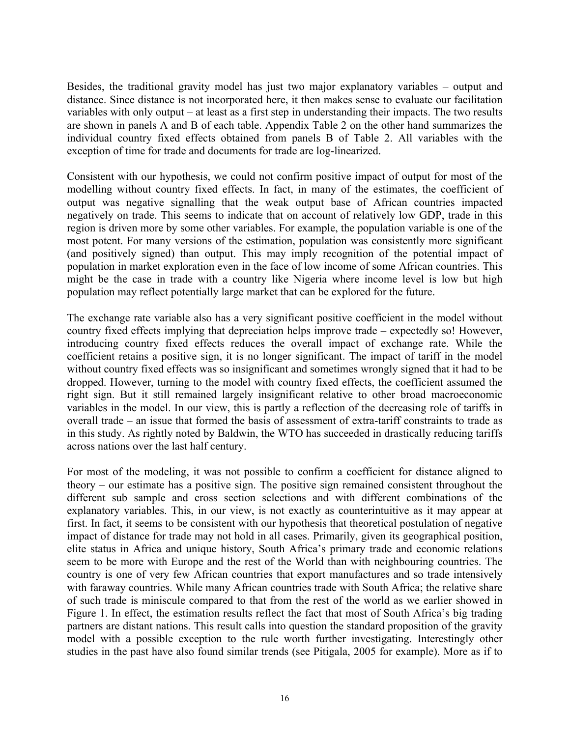Besides, the traditional gravity model has just two major explanatory variables – output and distance. Since distance is not incorporated here, it then makes sense to evaluate our facilitation variables with only output – at least as a first step in understanding their impacts. The two results are shown in panels A and B of each table. Appendix Table 2 on the other hand summarizes the individual country fixed effects obtained from panels B of Table 2. All variables with the exception of time for trade and documents for trade are log-linearized.

Consistent with our hypothesis, we could not confirm positive impact of output for most of the modelling without country fixed effects. In fact, in many of the estimates, the coefficient of output was negative signalling that the weak output base of African countries impacted negatively on trade. This seems to indicate that on account of relatively low GDP, trade in this region is driven more by some other variables. For example, the population variable is one of the most potent. For many versions of the estimation, population was consistently more significant (and positively signed) than output. This may imply recognition of the potential impact of population in market exploration even in the face of low income of some African countries. This might be the case in trade with a country like Nigeria where income level is low but high population may reflect potentially large market that can be explored for the future.

The exchange rate variable also has a very significant positive coefficient in the model without country fixed effects implying that depreciation helps improve trade – expectedly so! However, introducing country fixed effects reduces the overall impact of exchange rate. While the coefficient retains a positive sign, it is no longer significant. The impact of tariff in the model without country fixed effects was so insignificant and sometimes wrongly signed that it had to be dropped. However, turning to the model with country fixed effects, the coefficient assumed the right sign. But it still remained largely insignificant relative to other broad macroeconomic variables in the model. In our view, this is partly a reflection of the decreasing role of tariffs in overall trade – an issue that formed the basis of assessment of extra-tariff constraints to trade as in this study. As rightly noted by Baldwin, the WTO has succeeded in drastically reducing tariffs across nations over the last half century.

For most of the modeling, it was not possible to confirm a coefficient for distance aligned to theory – our estimate has a positive sign. The positive sign remained consistent throughout the different sub sample and cross section selections and with different combinations of the explanatory variables. This, in our view, is not exactly as counterintuitive as it may appear at first. In fact, it seems to be consistent with our hypothesis that theoretical postulation of negative impact of distance for trade may not hold in all cases. Primarily, given its geographical position, elite status in Africa and unique history, South Africa's primary trade and economic relations seem to be more with Europe and the rest of the World than with neighbouring countries. The country is one of very few African countries that export manufactures and so trade intensively with faraway countries. While many African countries trade with South Africa; the relative share of such trade is miniscule compared to that from the rest of the world as we earlier showed in Figure 1. In effect, the estimation results reflect the fact that most of South Africa's big trading partners are distant nations. This result calls into question the standard proposition of the gravity model with a possible exception to the rule worth further investigating. Interestingly other studies in the past have also found similar trends (see Pitigala, 2005 for example). More as if to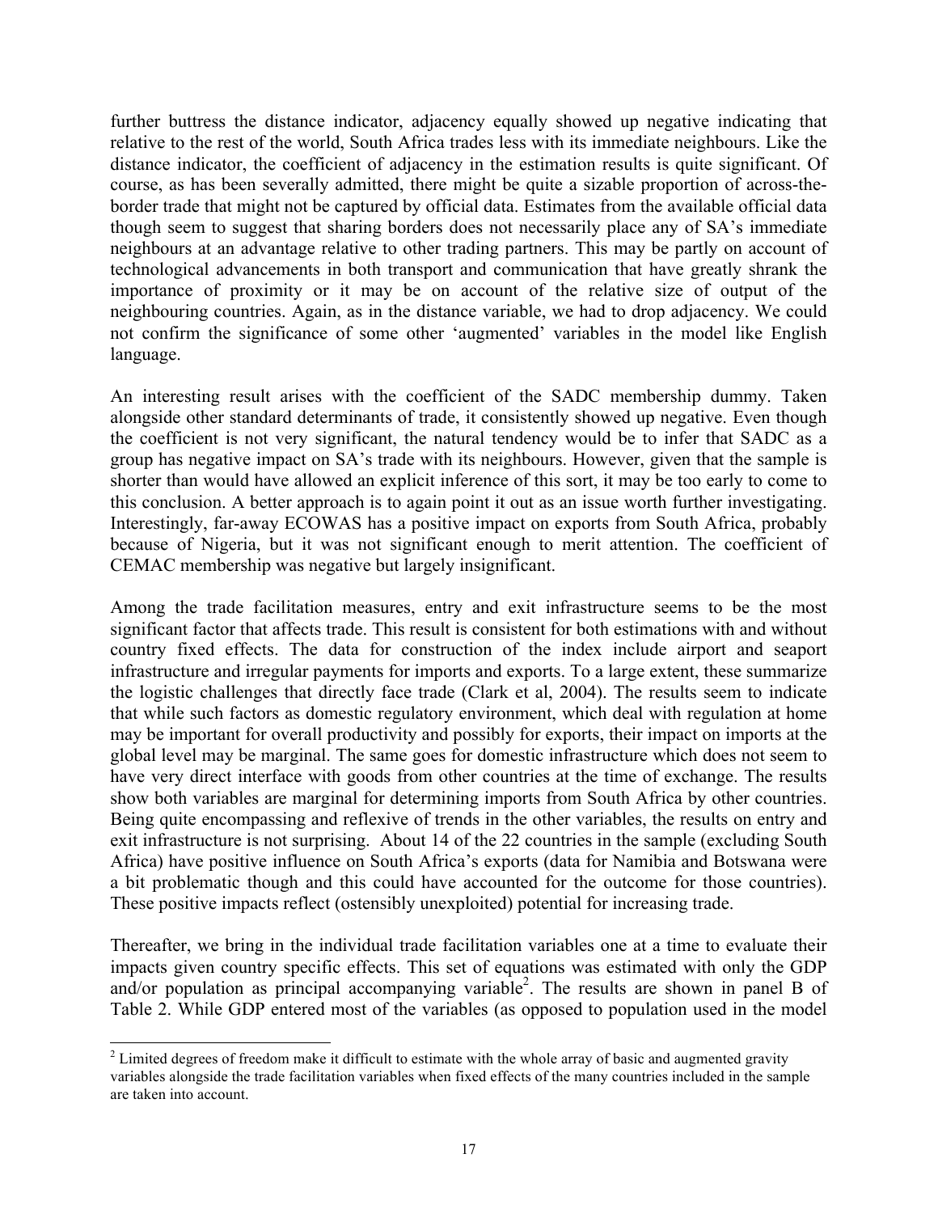further buttress the distance indicator, adjacency equally showed up negative indicating that relative to the rest of the world, South Africa trades less with its immediate neighbours. Like the distance indicator, the coefficient of adjacency in the estimation results is quite significant. Of course, as has been severally admitted, there might be quite a sizable proportion of across-the-border trade that might not be captured by official data. Estimates from the available official data though seem to suggest that sharing borders does not necessarily place any of SA's immediate neighbours at an advantage relative to other trading partners. This may be partly on account of technological advancements in both transport and communication that have greatly shrank the importance of proximity or it may be on account of the relative size of output of the neighbouring countries. Again, as in the distance variable, we had to drop adjacency. We could not confirm the significance of some other 'augmented' variables in the model like English language.

An interesting result arises with the coefficient of the SADC membership dummy. Taken alongside other standard determinants of trade, it consistently showed up negative. Even though the coefficient is not very significant, the natural tendency would be to infer that SADC as a group has negative impact on SA's trade with its neighbours. However, given that the sample is shorter than would have allowed an explicit inference of this sort, it may be too early to come to this conclusion. A better approach is to again point it out as an issue worth further investigating. Interestingly, far-away ECOWAS has a positive impact on exports from South Africa, probably because of Nigeria, but it was not significant enough to merit attention. The coefficient of CEMAC membership was negative but largely insignificant.

Among the trade facilitation measures, entry and exit infrastructure seems to be the most significant factor that affects trade. This result is consistent for both estimations with and without country fixed effects. The data for construction of the index include airport and seaport infrastructure and irregular payments for imports and exports. To a large extent, these summarize the logistic challenges that directly face trade (Clark et al, 2004). The results seem to indicate that while such factors as domestic regulatory environment, which deal with regulation at home may be important for overall productivity and possibly for exports, their impact on imports at the global level may be marginal. The same goes for domestic infrastructure which does not seem to have very direct interface with goods from other countries at the time of exchange. The results show both variables are marginal for determining imports from South Africa by other countries. Being quite encompassing and reflexive of trends in the other variables, the results on entry and exit infrastructure is not surprising. About 14 of the 22 countries in the sample (excluding South Africa) have positive influence on South Africa's exports (data for Namibia and Botswana were a bit problematic though and this could have accounted for the outcome for those countries). These positive impacts reflect (ostensibly unexploited) potential for increasing trade.

Thereafter, we bring in the individual trade facilitation variables one at a time to evaluate their impacts given country specific effects. This set of equations was estimated with only the GDP and/or population as principal accompanying variable[2]. The results are shown in panel B of Table 2. While GDP entered most of the variables (as opposed to population used in the model

[2] Limited degrees of freedom make it difficult to estimate with the whole array of basic and augmented gravity variables alongside the trade facilitation variables when fixed effects of the many countries included in the sample are taken into account.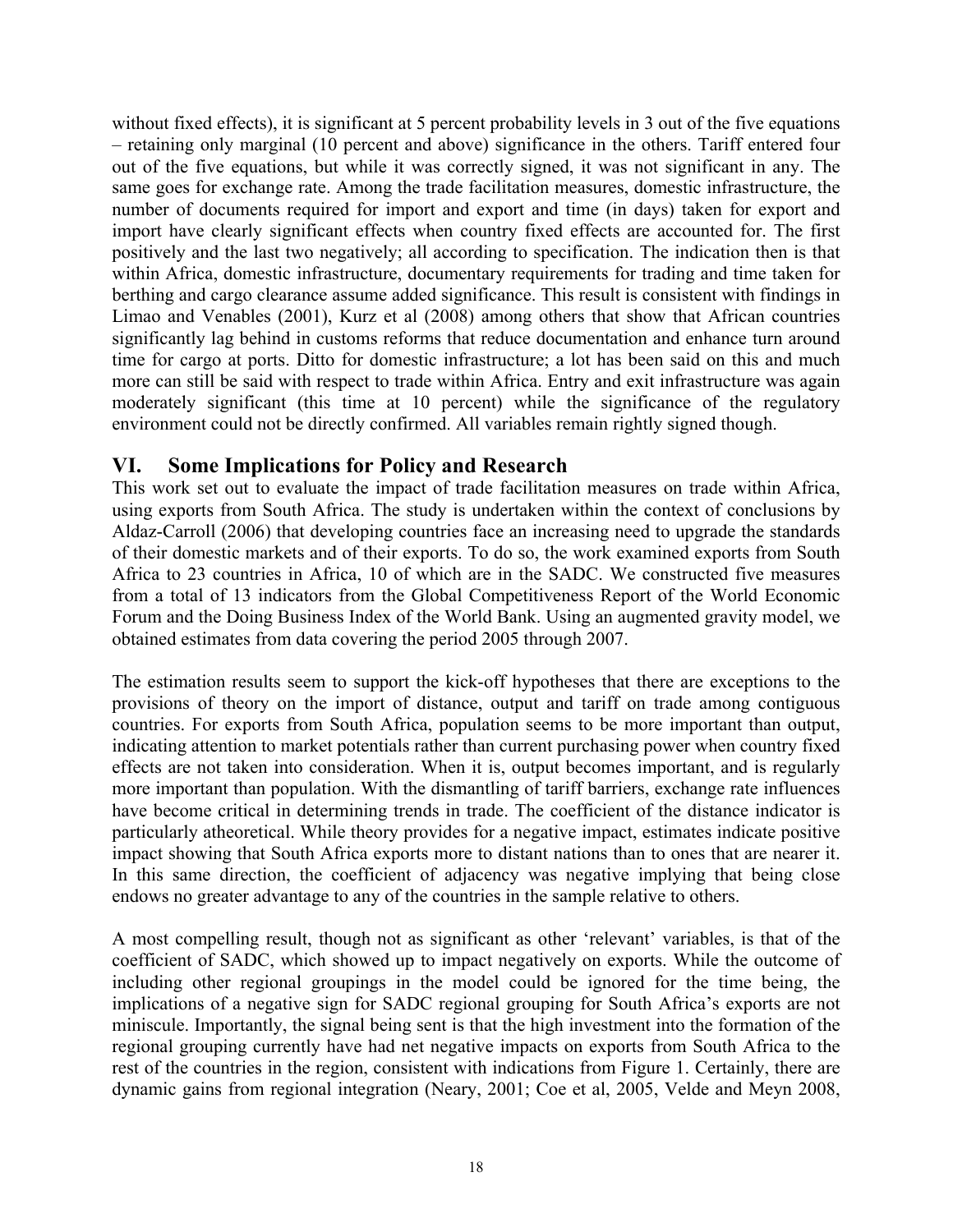without fixed effects), it is significant at 5 percent probability levels in 3 out of the five equations – retaining only marginal (10 percent and above) significance in the others. Tariff entered four out of the five equations, but while it was correctly signed, it was not significant in any. The same goes for exchange rate. Among the trade facilitation measures, domestic infrastructure, the number of documents required for import and export and time (in days) taken for export and import have clearly significant effects when country fixed effects are accounted for. The first positively and the last two negatively; all according to specification. The indication then is that within Africa, domestic infrastructure, documentary requirements for trading and time taken for berthing and cargo clearance assume added significance. This result is consistent with findings in Limao and Venables (2001), Kurz et al (2008) among others that show that African countries significantly lag behind in customs reforms that reduce documentation and enhance turn around time for cargo at ports. Ditto for domestic infrastructure; a lot has been said on this and much more can still be said with respect to trade within Africa. Entry and exit infrastructure was again moderately significant (this time at 10 percent) while the significance of the regulatory environment could not be directly confirmed. All variables remain rightly signed though.

## VI. Some Implications for Policy and Research

This work set out to evaluate the impact of trade facilitation measures on trade within Africa, using exports from South Africa. The study is undertaken within the context of conclusions by Aldaz-Carroll (2006) that developing countries face an increasing need to upgrade the standards of their domestic markets and of their exports. To do so, the work examined exports from South Africa to 23 countries in Africa, 10 of which are in the SADC. We constructed five measures from a total of 13 indicators from the Global Competitiveness Report of the World Economic Forum and the Doing Business Index of the World Bank. Using an augmented gravity model, we obtained estimates from data covering the period 2005 through 2007.

The estimation results seem to support the kick-off hypotheses that there are exceptions to the provisions of theory on the import of distance, output and tariff on trade among contiguous countries. For exports from South Africa, population seems to be more important than output, indicating attention to market potentials rather than current purchasing power when country fixed effects are not taken into consideration. When it is, output becomes important, and is regularly more important than population. With the dismantling of tariff barriers, exchange rate influences have become critical in determining trends in trade. The coefficient of the distance indicator is particularly atheoretical. While theory provides for a negative impact, estimates indicate positive impact showing that South Africa exports more to distant nations than to ones that are nearer it. In this same direction, the coefficient of adjacency was negative implying that being close endows no greater advantage to any of the countries in the sample relative to others.

A most compelling result, though not as significant as other 'relevant' variables, is that of the coefficient of SADC, which showed up to impact negatively on exports. While the outcome of including other regional groupings in the model could be ignored for the time being, the implications of a negative sign for SADC regional grouping for South Africa's exports are not miniscule. Importantly, the signal being sent is that the high investment into the formation of the regional grouping currently have had net negative impacts on exports from South Africa to the rest of the countries in the region, consistent with indications from Figure 1. Certainly, there are dynamic gains from regional integration (Neary, 2001; Coe et al, 2005, Velde and Meyn 2008,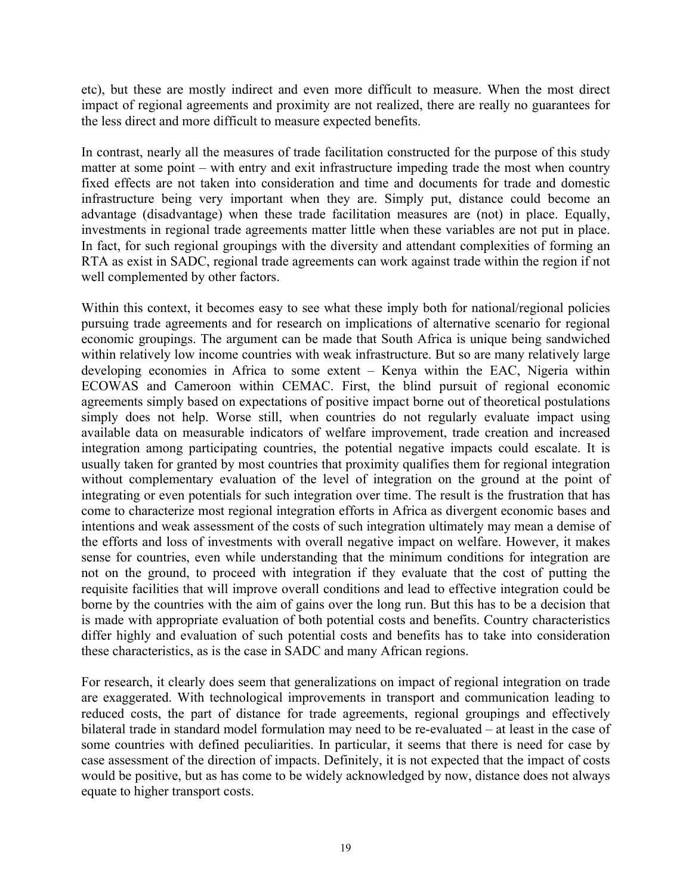etc), but these are mostly indirect and even more difficult to measure. When the most direct impact of regional agreements and proximity are not realized, there are really no guarantees for the less direct and more difficult to measure expected benefits.

In contrast, nearly all the measures of trade facilitation constructed for the purpose of this study matter at some point – with entry and exit infrastructure impeding trade the most when country fixed effects are not taken into consideration and time and documents for trade and domestic infrastructure being very important when they are. Simply put, distance could become an advantage (disadvantage) when these trade facilitation measures are (not) in place. Equally, investments in regional trade agreements matter little when these variables are not put in place. In fact, for such regional groupings with the diversity and attendant complexities of forming an RTA as exist in SADC, regional trade agreements can work against trade within the region if not well complemented by other factors.

Within this context, it becomes easy to see what these imply both for national/regional policies pursuing trade agreements and for research on implications of alternative scenario for regional economic groupings. The argument can be made that South Africa is unique being sandwiched within relatively low income countries with weak infrastructure. But so are many relatively large developing economies in Africa to some extent – Kenya within the EAC, Nigeria within ECOWAS and Cameroon within CEMAC. First, the blind pursuit of regional economic agreements simply based on expectations of positive impact borne out of theoretical postulations simply does not help. Worse still, when countries do not regularly evaluate impact using available data on measurable indicators of welfare improvement, trade creation and increased integration among participating countries, the potential negative impacts could escalate. It is usually taken for granted by most countries that proximity qualifies them for regional integration without complementary evaluation of the level of integration on the ground at the point of integrating or even potentials for such integration over time. The result is the frustration that has come to characterize most regional integration efforts in Africa as divergent economic bases and intentions and weak assessment of the costs of such integration ultimately may mean a demise of the efforts and loss of investments with overall negative impact on welfare. However, it makes sense for countries, even while understanding that the minimum conditions for integration are not on the ground, to proceed with integration if they evaluate that the cost of putting the requisite facilities that will improve overall conditions and lead to effective integration could be borne by the countries with the aim of gains over the long run. But this has to be a decision that is made with appropriate evaluation of both potential costs and benefits. Country characteristics differ highly and evaluation of such potential costs and benefits has to take into consideration these characteristics, as is the case in SADC and many African regions.

For research, it clearly does seem that generalizations on impact of regional integration on trade are exaggerated. With technological improvements in transport and communication leading to reduced costs, the part of distance for trade agreements, regional groupings and effectively bilateral trade in standard model formulation may need to be re-evaluated – at least in the case of some countries with defined peculiarities. In particular, it seems that there is need for case by case assessment of the direction of impacts. Definitely, it is not expected that the impact of costs would be positive, but as has come to be widely acknowledged by now, distance does not always equate to higher transport costs.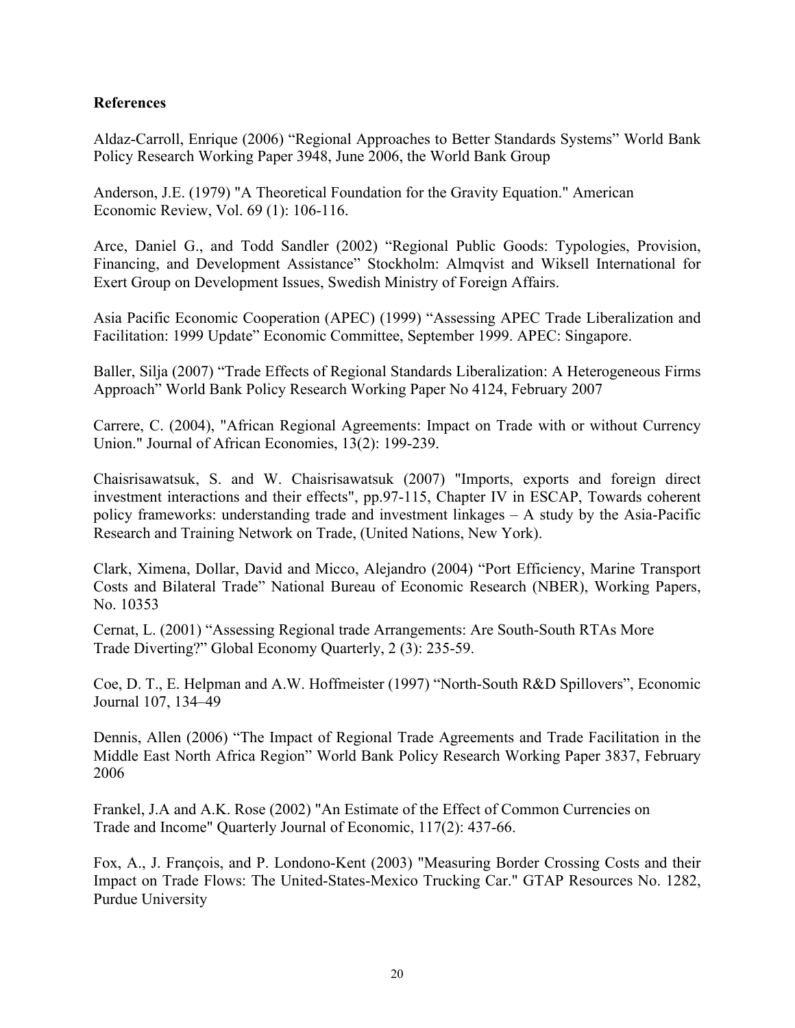**References**

Aldaz-Carroll, Enrique (2006) "Regional Approaches to Better Standards Systems" World Bank Policy Research Working Paper 3948, June 2006, the World Bank Group

Anderson, J.E. (1979) "A Theoretical Foundation for the Gravity Equation." American Economic Review, Vol. 69 (1): 106-116.

Arce, Daniel G., and Todd Sandler (2002) "Regional Public Goods: Typologies, Provision, Financing, and Development Assistance" Stockholm: Almqvist and Wiksell International for Exert Group on Development Issues, Swedish Ministry of Foreign Affairs.

Asia Pacific Economic Cooperation (APEC) (1999) "Assessing APEC Trade Liberalization and Facilitation: 1999 Update" Economic Committee, September 1999. APEC: Singapore.

Baller, Silja (2007) "Trade Effects of Regional Standards Liberalization: A Heterogeneous Firms Approach" World Bank Policy Research Working Paper No 4124, February 2007

Carrere, C. (2004), "African Regional Agreements: Impact on Trade with or without Currency Union." Journal of African Economies, 13(2): 199-239.

Chaisrisawatsuk, S. and W. Chaisrisawatsuk (2007) "Imports, exports and foreign direct investment interactions and their effects", pp.97-115, Chapter IV in ESCAP, Towards coherent policy frameworks: understanding trade and investment linkages – A study by the Asia-Pacific Research and Training Network on Trade, (United Nations, New York).

Clark, Ximena, Dollar, David and Micco, Alejandro (2004) "Port Efficiency, Marine Transport Costs and Bilateral Trade" National Bureau of Economic Research (NBER), Working Papers, No. 10353

Cernat, L. (2001) "Assessing Regional trade Arrangements: Are South-South RTAs More Trade Diverting?" Global Economy Quarterly, 2 (3): 235-59.

Coe, D. T., E. Helpman and A.W. Hoffmeister (1997) "North-South R&D Spillovers", Economic Journal 107, 134–49

Dennis, Allen (2006) "The Impact of Regional Trade Agreements and Trade Facilitation in the Middle East North Africa Region" World Bank Policy Research Working Paper 3837, February 2006

Frankel, J.A and A.K. Rose (2002) "An Estimate of the Effect of Common Currencies on Trade and Income" Quarterly Journal of Economic, 117(2): 437-66.

Fox, A., J. François, and P. Londono-Kent (2003) "Measuring Border Crossing Costs and their Impact on Trade Flows: The United-States-Mexico Trucking Car." GTAP Resources No. 1282, Purdue University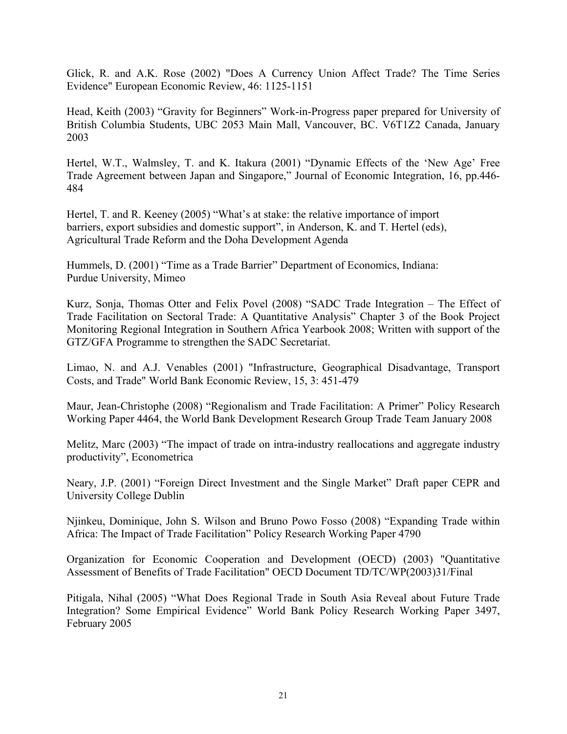Glick, R. and A.K. Rose (2002) "Does A Currency Union Affect Trade? The Time Series Evidence" European Economic Review, 46: 1125-1151

Head, Keith (2003) "Gravity for Beginners" Work-in-Progress paper prepared for University of British Columbia Students, UBC 2053 Main Mall, Vancouver, BC. V6T1Z2 Canada, January 2003

Hertel, W.T., Walmsley, T. and K. Itakura (2001) "Dynamic Effects of the 'New Age' Free Trade Agreement between Japan and Singapore," Journal of Economic Integration, 16, pp.446-484

Hertel, T. and R. Keeney (2005) "What's at stake: the relative importance of import barriers, export subsidies and domestic support", in Anderson, K. and T. Hertel (eds), Agricultural Trade Reform and the Doha Development Agenda

Hummels, D. (2001) "Time as a Trade Barrier" Department of Economics, Indiana: Purdue University, Mimeo

Kurz, Sonja, Thomas Otter and Felix Povel (2008) "SADC Trade Integration – The Effect of Trade Facilitation on Sectoral Trade: A Quantitative Analysis" Chapter 3 of the Book Project Monitoring Regional Integration in Southern Africa Yearbook 2008; Written with support of the GTZ/GFA Programme to strengthen the SADC Secretariat.

Limao, N. and A.J. Venables (2001) "Infrastructure, Geographical Disadvantage, Transport Costs, and Trade" World Bank Economic Review, 15, 3: 451-479

Maur, Jean-Christophe (2008) "Regionalism and Trade Facilitation: A Primer" Policy Research Working Paper 4464, the World Bank Development Research Group Trade Team January 2008

Melitz, Marc (2003) "The impact of trade on intra-industry reallocations and aggregate industry productivity", Econometrica

Neary, J.P. (2001) "Foreign Direct Investment and the Single Market" Draft paper CEPR and University College Dublin

Njinkeu, Dominique, John S. Wilson and Bruno Powo Fosso (2008) "Expanding Trade within Africa: The Impact of Trade Facilitation" Policy Research Working Paper 4790

Organization for Economic Cooperation and Development (OECD) (2003) "Quantitative Assessment of Benefits of Trade Facilitation" OECD Document TD/TC/WP(2003)31/Final

Pitigala, Nihal (2005) "What Does Regional Trade in South Asia Reveal about Future Trade Integration? Some Empirical Evidence" World Bank Policy Research Working Paper 3497, February 2005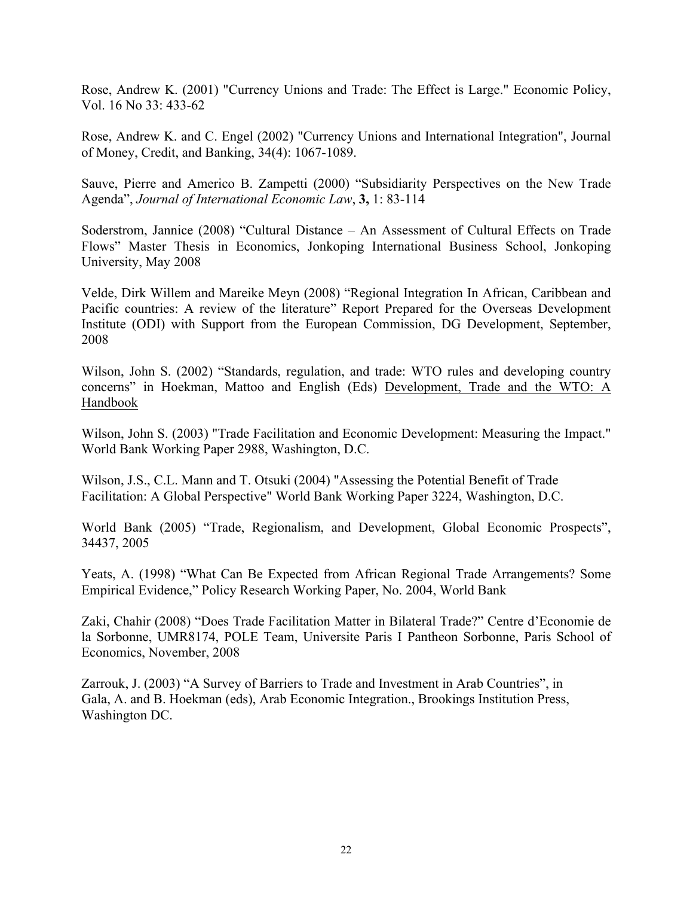Rose, Andrew K. (2001) "Currency Unions and Trade: The Effect is Large." Economic Policy, Vol. 16 No 33: 433-62

Rose, Andrew K. and C. Engel (2002) "Currency Unions and International Integration", Journal of Money, Credit, and Banking, 34(4): 1067-1089.

Sauve, Pierre and Americo B. Zampetti (2000) "Subsidiarity Perspectives on the New Trade Agenda", *Journal of International Economic Law*, **3,** 1: 83-114

Soderstrom, Jannice (2008) "Cultural Distance – An Assessment of Cultural Effects on Trade Flows" Master Thesis in Economics, Jonkoping International Business School, Jonkoping University, May 2008

Velde, Dirk Willem and Mareike Meyn (2008) "Regional Integration In African, Caribbean and Pacific countries: A review of the literature" Report Prepared for the Overseas Development Institute (ODI) with Support from the European Commission, DG Development, September, 2008

Wilson, John S. (2002) "Standards, regulation, and trade: WTO rules and developing country concerns" in Hoekman, Mattoo and English (Eds) Development, Trade and the WTO: A Handbook

Wilson, John S. (2003) "Trade Facilitation and Economic Development: Measuring the Impact." World Bank Working Paper 2988, Washington, D.C.

Wilson, J.S., C.L. Mann and T. Otsuki (2004) "Assessing the Potential Benefit of Trade Facilitation: A Global Perspective" World Bank Working Paper 3224, Washington, D.C.

World Bank (2005) "Trade, Regionalism, and Development, Global Economic Prospects", 34437, 2005

Yeats, A. (1998) "What Can Be Expected from African Regional Trade Arrangements? Some Empirical Evidence," Policy Research Working Paper, No. 2004, World Bank

Zaki, Chahir (2008) "Does Trade Facilitation Matter in Bilateral Trade?" Centre d'Economie de la Sorbonne, UMR8174, POLE Team, Universite Paris I Pantheon Sorbonne, Paris School of Economics, November, 2008

Zarrouk, J. (2003) "A Survey of Barriers to Trade and Investment in Arab Countries", in Gala, A. and B. Hoekman (eds), Arab Economic Integration., Brookings Institution Press, Washington DC.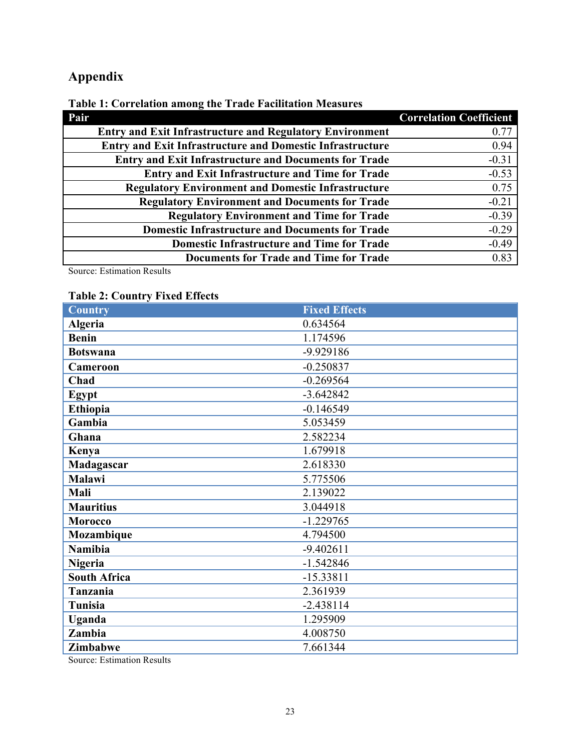# Appendix

**Table 1: Correlation among the Trade Facilitation Measures**

| Pair | Correlation Coefficient |
|---|---|
| Entry and Exit Infrastructure and Regulatory Environment | 0.77 |
| Entry and Exit Infrastructure and Domestic Infrastructure | 0.94 |
| Entry and Exit Infrastructure and Documents for Trade | -0.31 |
| Entry and Exit Infrastructure and Time for Trade | -0.53 |
| Regulatory Environment and Domestic Infrastructure | 0.75 |
| Regulatory Environment and Documents for Trade | -0.21 |
| Regulatory Environment and Time for Trade | -0.39 |
| Domestic Infrastructure and Documents for Trade | -0.29 |
| Domestic Infrastructure and Time for Trade | -0.49 |
| Documents for Trade and Time for Trade | 0.83 |

Source: Estimation Results

**Table 2: Country Fixed Effects**

| Country | Fixed Effects |
|---|---|
| Algeria | 0.634564 |
| Benin | 1.174596 |
| Botswana | -9.929186 |
| Cameroon | -0.250837 |
| Chad | -0.269564 |
| Egypt | -3.642842 |
| Ethiopia | -0.146549 |
| Gambia | 5.053459 |
| Ghana | 2.582234 |
| Kenya | 1.679918 |
| Madagascar | 2.618330 |
| Malawi | 5.775506 |
| Mali | 2.139022 |
| Mauritius | 3.044918 |
| Morocco | -1.229765 |
| Mozambique | 4.794500 |
| Namibia | -9.402611 |
| Nigeria | -1.542846 |
| South Africa | -15.33811 |
| Tanzania | 2.361939 |
| Tunisia | -2.438114 |
| Uganda | 1.295909 |
| Zambia | 4.008750 |
| Zimbabwe | 7.661344 |

Source: Estimation Results